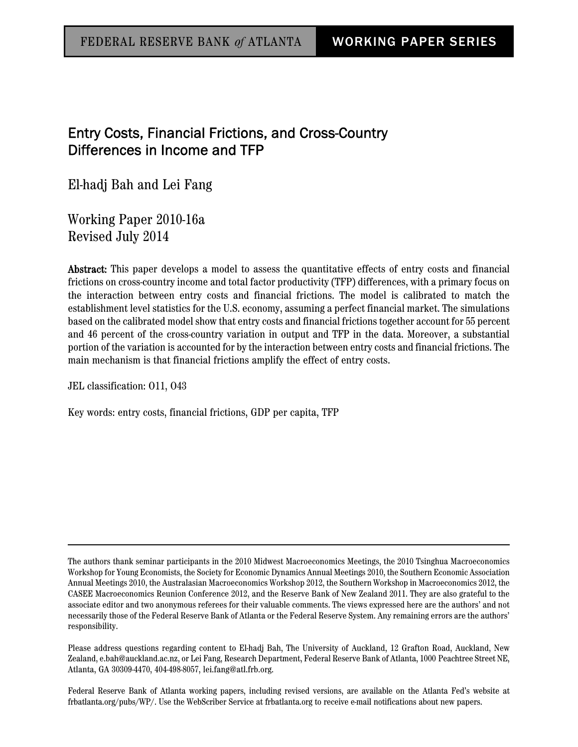FEDERAL RESERVE BANK *of* ATLANTA | WORKING PAPER SERIES

# Entry Costs, Financial Frictions, and Cross-Country Differences in Income and TFP

El-hadj Bah and Lei Fang

Working Paper 2010-16a
Revised July 2014

**Abstract:** This paper develops a model to assess the quantitative effects of entry costs and financial frictions on cross-country income and total factor productivity (TFP) differences, with a primary focus on the interaction between entry costs and financial frictions. The model is calibrated to match the establishment level statistics for the U.S. economy, assuming a perfect financial market. The simulations based on the calibrated model show that entry costs and financial frictions together account for 55 percent and 46 percent of the cross-country variation in output and TFP in the data. Moreover, a substantial portion of the variation is accounted for by the interaction between entry costs and financial frictions. The main mechanism is that financial frictions amplify the effect of entry costs.

JEL classification: O11, O43

Key words: entry costs, financial frictions, GDP per capita, TFP

---

The authors thank seminar participants in the 2010 Midwest Macroeconomics Meetings, the 2010 Tsinghua Macroeconomics Workshop for Young Economists, the Society for Economic Dynamics Annual Meetings 2010, the Southern Economic Association Annual Meetings 2010, the Australasian Macroeconomics Workshop 2012, the Southern Workshop in Macroeconomics 2012, the CASEE Macroeconomics Reunion Conference 2012, and the Reserve Bank of New Zealand 2011. They are also grateful to the associate editor and two anonymous referees for their valuable comments. The views expressed here are the authors' and not necessarily those of the Federal Reserve Bank of Atlanta or the Federal Reserve System. Any remaining errors are the authors' responsibility.

Please address questions regarding content to El-hadj Bah, The University of Auckland, 12 Grafton Road, Auckland, New Zealand, e.bah@auckland.ac.nz, or Lei Fang, Research Department, Federal Reserve Bank of Atlanta, 1000 Peachtree Street NE, Atlanta, GA 30309-4470, 404-498-8057, lei.fang@atl.frb.org.

Federal Reserve Bank of Atlanta working papers, including revised versions, are available on the Atlanta Fed's website at frbatlanta.org/pubs/WP/. Use the WebScriber Service at frbatlanta.org to receive e-mail notifications about new papers.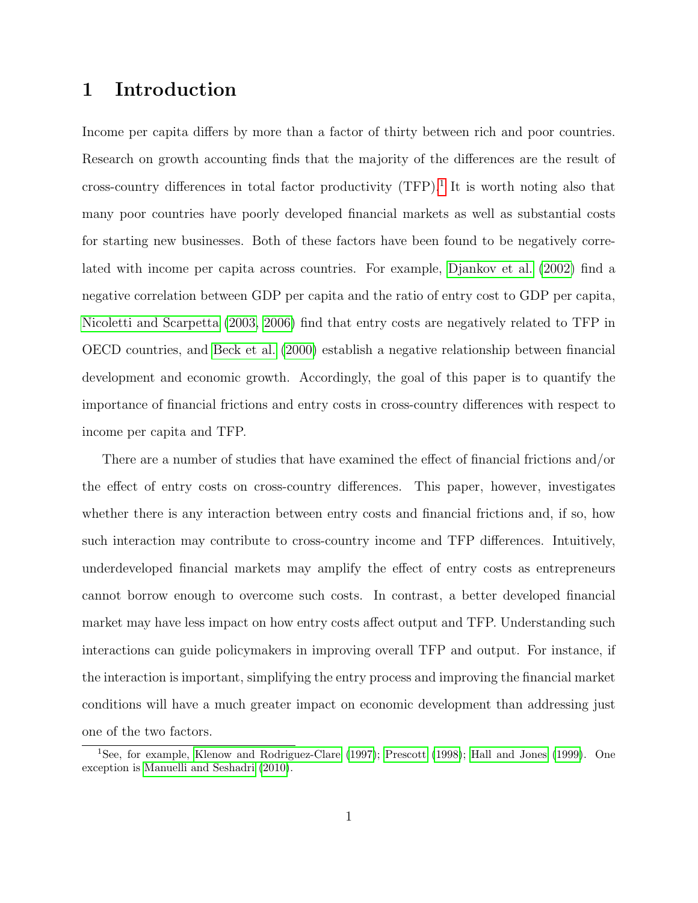# 1 Introduction

Income per capita differs by more than a factor of thirty between rich and poor countries. Research on growth accounting finds that the majority of the differences are the result of cross-country differences in total factor productivity (TFP).[1] It is worth noting also that many poor countries have poorly developed financial markets as well as substantial costs for starting new businesses. Both of these factors have been found to be negatively correlated with income per capita across countries. For example, Djankov et al. (2002) find a negative correlation between GDP per capita and the ratio of entry cost to GDP per capita, Nicoletti and Scarpetta (2003, 2006) find that entry costs are negatively related to TFP in OECD countries, and Beck et al. (2000) establish a negative relationship between financial development and economic growth. Accordingly, the goal of this paper is to quantify the importance of financial frictions and entry costs in cross-country differences with respect to income per capita and TFP.

There are a number of studies that have examined the effect of financial frictions and/or the effect of entry costs on cross-country differences. This paper, however, investigates whether there is any interaction between entry costs and financial frictions and, if so, how such interaction may contribute to cross-country income and TFP differences. Intuitively, underdeveloped financial markets may amplify the effect of entry costs as entrepreneurs cannot borrow enough to overcome such costs. In contrast, a better developed financial market may have less impact on how entry costs affect output and TFP. Understanding such interactions can guide policymakers in improving overall TFP and output. For instance, if the interaction is important, simplifying the entry process and improving the financial market conditions will have a much greater impact on economic development than addressing just one of the two factors.

[1] See, for example, Klenow and Rodriguez-Clare (1997); Prescott (1998); Hall and Jones (1999). One exception is Manuelli and Seshadri (2010).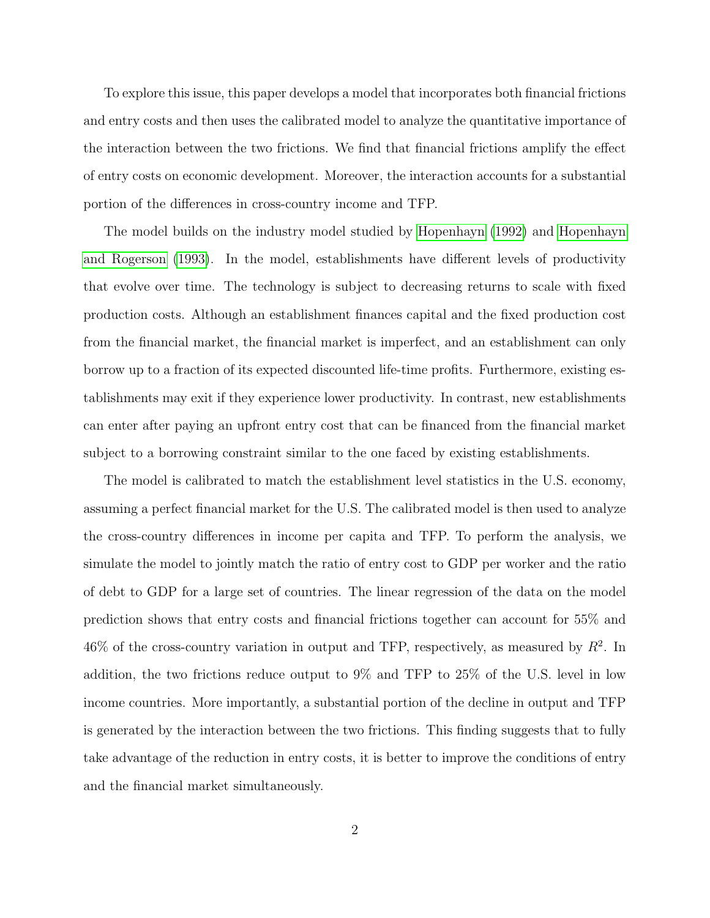To explore this issue, this paper develops a model that incorporates both financial frictions and entry costs and then uses the calibrated model to analyze the quantitative importance of the interaction between the two frictions. We find that financial frictions amplify the effect of entry costs on economic development. Moreover, the interaction accounts for a substantial portion of the differences in cross-country income and TFP.

The model builds on the industry model studied by Hopenhayn (1992) and Hopenhayn and Rogerson (1993). In the model, establishments have different levels of productivity that evolve over time. The technology is subject to decreasing returns to scale with fixed production costs. Although an establishment finances capital and the fixed production cost from the financial market, the financial market is imperfect, and an establishment can only borrow up to a fraction of its expected discounted life-time profits. Furthermore, existing establishments may exit if they experience lower productivity. In contrast, new establishments can enter after paying an upfront entry cost that can be financed from the financial market subject to a borrowing constraint similar to the one faced by existing establishments.

The model is calibrated to match the establishment level statistics in the U.S. economy, assuming a perfect financial market for the U.S. The calibrated model is then used to analyze the cross-country differences in income per capita and TFP. To perform the analysis, we simulate the model to jointly match the ratio of entry cost to GDP per worker and the ratio of debt to GDP for a large set of countries. The linear regression of the data on the model prediction shows that entry costs and financial frictions together can account for 55% and 46% of the cross-country variation in output and TFP, respectively, as measured by $R^2$. In addition, the two frictions reduce output to 9% and TFP to 25% of the U.S. level in low income countries. More importantly, a substantial portion of the decline in output and TFP is generated by the interaction between the two frictions. This finding suggests that to fully take advantage of the reduction in entry costs, it is better to improve the conditions of entry and the financial market simultaneously.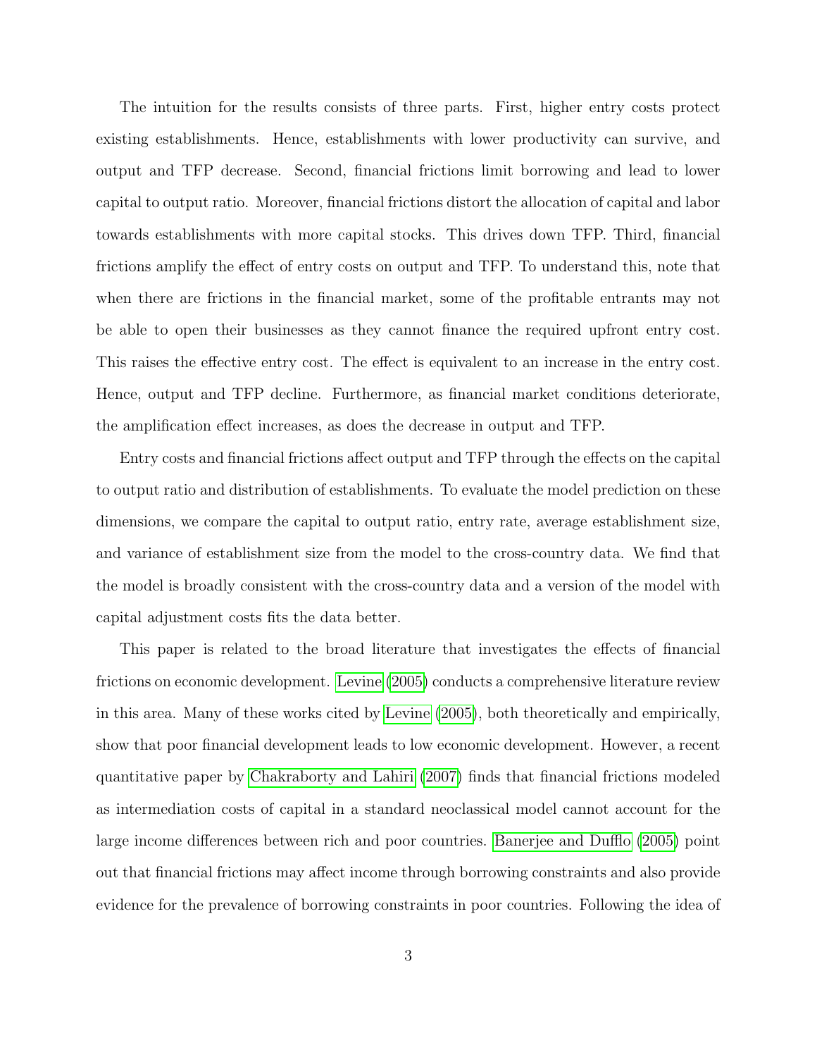The intuition for the results consists of three parts. First, higher entry costs protect existing establishments. Hence, establishments with lower productivity can survive, and output and TFP decrease. Second, financial frictions limit borrowing and lead to lower capital to output ratio. Moreover, financial frictions distort the allocation of capital and labor towards establishments with more capital stocks. This drives down TFP. Third, financial frictions amplify the effect of entry costs on output and TFP. To understand this, note that when there are frictions in the financial market, some of the profitable entrants may not be able to open their businesses as they cannot finance the required upfront entry cost. This raises the effective entry cost. The effect is equivalent to an increase in the entry cost. Hence, output and TFP decline. Furthermore, as financial market conditions deteriorate, the amplification effect increases, as does the decrease in output and TFP.

Entry costs and financial frictions affect output and TFP through the effects on the capital to output ratio and distribution of establishments. To evaluate the model prediction on these dimensions, we compare the capital to output ratio, entry rate, average establishment size, and variance of establishment size from the model to the cross-country data. We find that the model is broadly consistent with the cross-country data and a version of the model with capital adjustment costs fits the data better.

This paper is related to the broad literature that investigates the effects of financial frictions on economic development. Levine (2005) conducts a comprehensive literature review in this area. Many of these works cited by Levine (2005), both theoretically and empirically, show that poor financial development leads to low economic development. However, a recent quantitative paper by Chakraborty and Lahiri (2007) finds that financial frictions modeled as intermediation costs of capital in a standard neoclassical model cannot account for the large income differences between rich and poor countries. Banerjee and Duflo (2005) point out that financial frictions may affect income through borrowing constraints and also provide evidence for the prevalence of borrowing constraints in poor countries. Following the idea of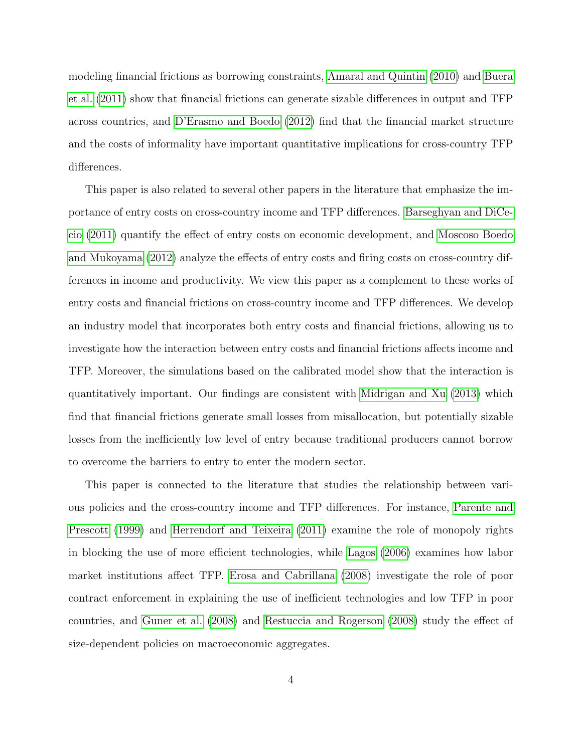modeling financial frictions as borrowing constraints, Amaral and Quintin (2010) and Buera et al. (2011) show that financial frictions can generate sizable differences in output and TFP across countries, and D'Erasmo and Boedo (2012) find that the financial market structure and the costs of informality have important quantitative implications for cross-country TFP differences.

This paper is also related to several other papers in the literature that emphasize the importance of entry costs on cross-country income and TFP differences. Barseghyan and DiCecio (2011) quantify the effect of entry costs on economic development, and Moscoso Boedo and Mukoyama (2012) analyze the effects of entry costs and firing costs on cross-country differences in income and productivity. We view this paper as a complement to these works of entry costs and financial frictions on cross-country income and TFP differences. We develop an industry model that incorporates both entry costs and financial frictions, allowing us to investigate how the interaction between entry costs and financial frictions affects income and TFP. Moreover, the simulations based on the calibrated model show that the interaction is quantitatively important. Our findings are consistent with Midrigan and Xu (2013) which find that financial frictions generate small losses from misallocation, but potentially sizable losses from the inefficiently low level of entry because traditional producers cannot borrow to overcome the barriers to entry to enter the modern sector.

This paper is connected to the literature that studies the relationship between various policies and the cross-country income and TFP differences. For instance, Parente and Prescott (1999) and Herrendorf and Teixeira (2011) examine the role of monopoly rights in blocking the use of more efficient technologies, while Lagos (2006) examines how labor market institutions affect TFP. Erosa and Cabrillana (2008) investigate the role of poor contract enforcement in explaining the use of inefficient technologies and low TFP in poor countries, and Guner et al. (2008) and Restuccia and Rogerson (2008) study the effect of size-dependent policies on macroeconomic aggregates.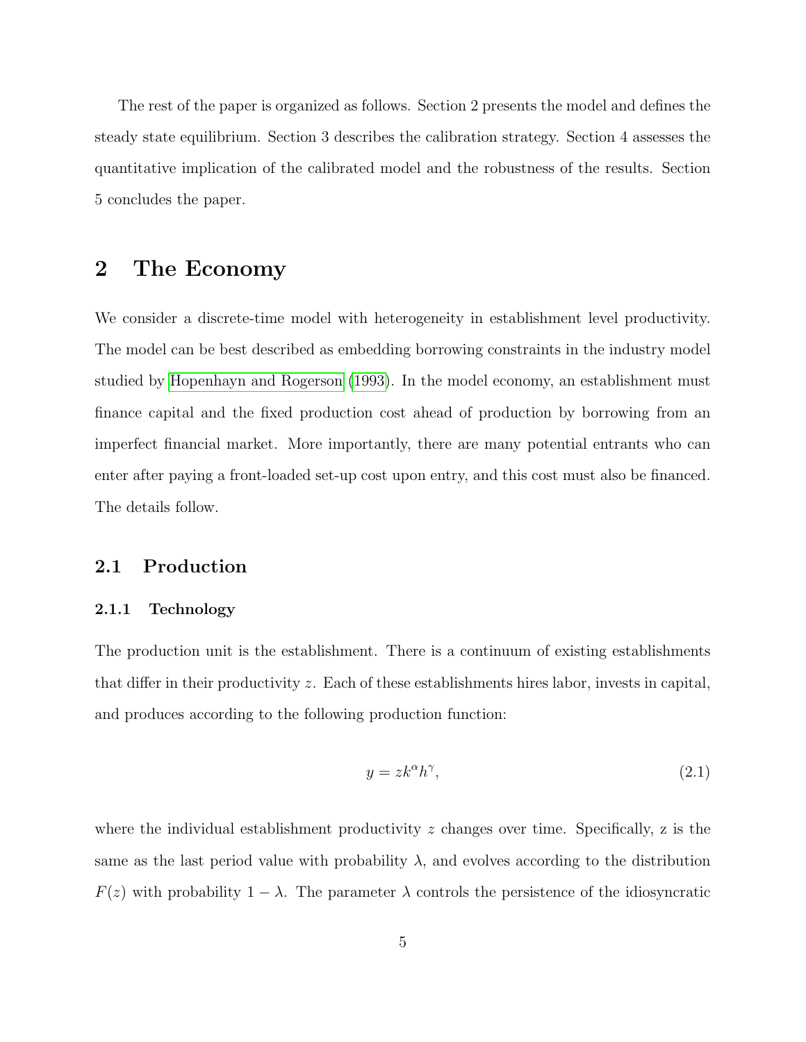The rest of the paper is organized as follows. Section 2 presents the model and defines the steady state equilibrium. Section 3 describes the calibration strategy. Section 4 assesses the quantitative implication of the calibrated model and the robustness of the results. Section 5 concludes the paper.

# 2 The Economy

We consider a discrete-time model with heterogeneity in establishment level productivity. The model can be best described as embedding borrowing constraints in the industry model studied by Hopenhayn and Rogerson (1993). In the model economy, an establishment must finance capital and the fixed production cost ahead of production by borrowing from an imperfect financial market. More importantly, there are many potential entrants who can enter after paying a front-loaded set-up cost upon entry, and this cost must also be financed. The details follow.

## 2.1 Production

### 2.1.1 Technology

The production unit is the establishment. There is a continuum of existing establishments that differ in their productivity $z$. Each of these establishments hires labor, invests in capital, and produces according to the following production function:

$$y = zk^{\alpha}h^{\gamma}, \tag{2.1}$$

where the individual establishment productivity $z$ changes over time. Specifically, z is the same as the last period value with probability $\lambda$, and evolves according to the distribution $F(z)$ with probability $1 - \lambda$. The parameter $\lambda$ controls the persistence of the idiosyncratic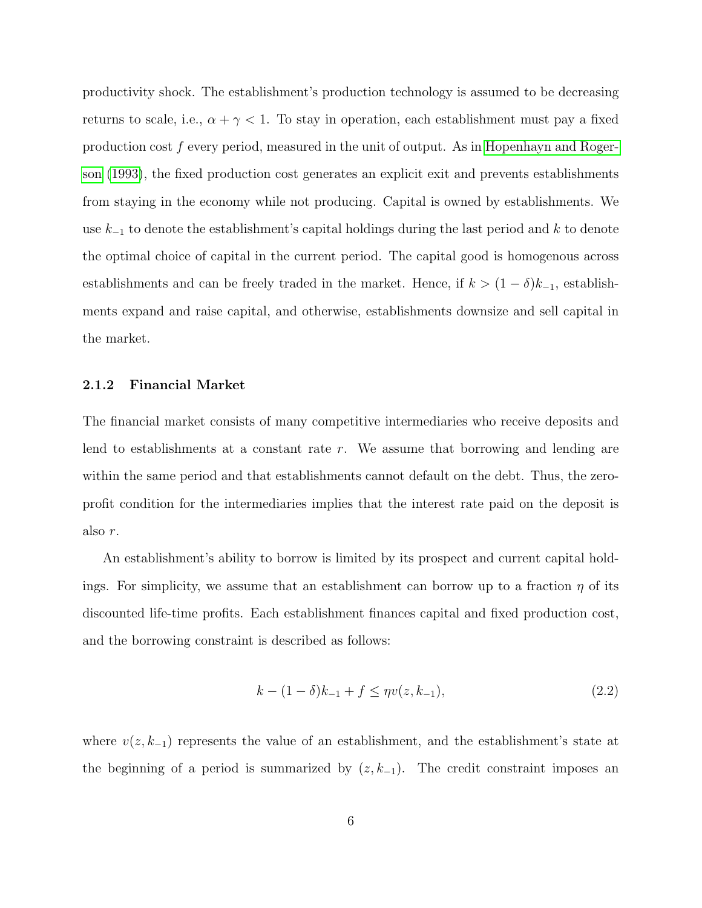productivity shock. The establishment's production technology is assumed to be decreasing returns to scale, i.e., $\alpha + \gamma < 1$. To stay in operation, each establishment must pay a fixed production cost $f$ every period, measured in the unit of output. As in Hopenhayn and Rogerson (1993), the fixed production cost generates an explicit exit and prevents establishments from staying in the economy while not producing. Capital is owned by establishments. We use $k_{-1}$ to denote the establishment's capital holdings during the last period and $k$ to denote the optimal choice of capital in the current period. The capital good is homogenous across establishments and can be freely traded in the market. Hence, if $k > (1-\delta)k_{-1}$, establishments expand and raise capital, and otherwise, establishments downsize and sell capital in the market.

### 2.1.2 Financial Market

The financial market consists of many competitive intermediaries who receive deposits and lend to establishments at a constant rate $r$. We assume that borrowing and lending are within the same period and that establishments cannot default on the debt. Thus, the zero-profit condition for the intermediaries implies that the interest rate paid on the deposit is also $r$.

An establishment's ability to borrow is limited by its prospect and current capital holdings. For simplicity, we assume that an establishment can borrow up to a fraction $\eta$ of its discounted life-time profits. Each establishment finances capital and fixed production cost, and the borrowing constraint is described as follows:

$$k - (1-\delta)k_{-1} + f \leq \eta v(z, k_{-1}), \tag{2.2}$$

where $v(z, k_{-1})$ represents the value of an establishment, and the establishment's state at the beginning of a period is summarized by $(z, k_{-1})$. The credit constraint imposes an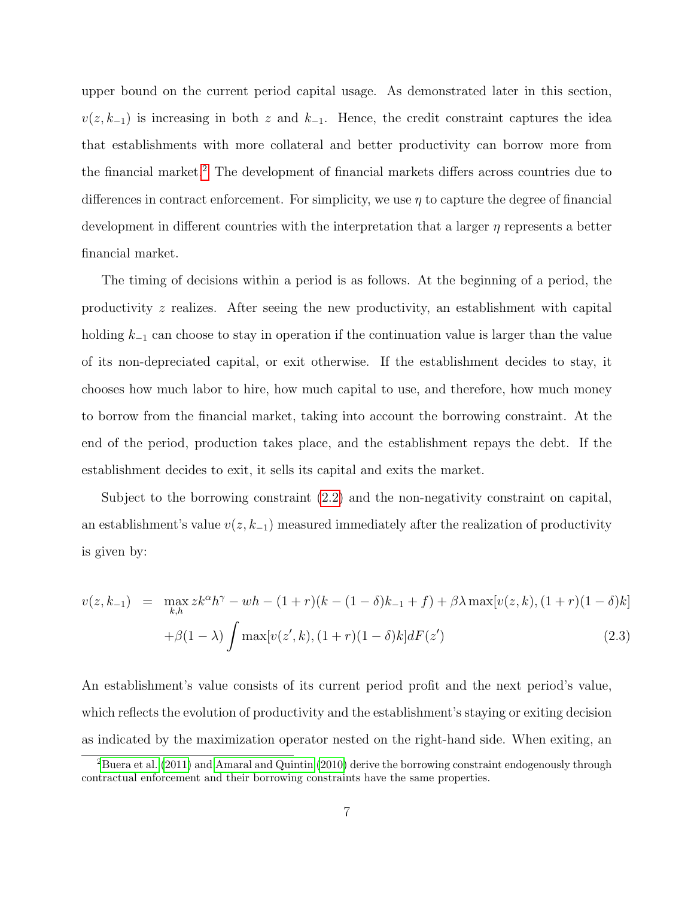upper bound on the current period capital usage. As demonstrated later in this section, $v(z, k_{-1})$ is increasing in both $z$ and $k_{-1}$. Hence, the credit constraint captures the idea that establishments with more collateral and better productivity can borrow more from the financial market.[2] The development of financial markets differs across countries due to differences in contract enforcement. For simplicity, we use $\eta$ to capture the degree of financial development in different countries with the interpretation that a larger $\eta$ represents a better financial market.

The timing of decisions within a period is as follows. At the beginning of a period, the productivity $z$ realizes. After seeing the new productivity, an establishment with capital holding $k_{-1}$ can choose to stay in operation if the continuation value is larger than the value of its non-depreciated capital, or exit otherwise. If the establishment decides to stay, it chooses how much labor to hire, how much capital to use, and therefore, how much money to borrow from the financial market, taking into account the borrowing constraint. At the end of the period, production takes place, and the establishment repays the debt. If the establishment decides to exit, it sells its capital and exits the market.

Subject to the borrowing constraint (2.2) and the non-negativity constraint on capital, an establishment's value $v(z, k_{-1})$ measured immediately after the realization of productivity is given by:

$$
\begin{aligned}
v(z, k_{-1}) \;=\; & \max_{k,h} zk^{\alpha}h^{\gamma} - wh - (1+r)(k - (1-\delta)k_{-1} + f) + \beta\lambda \max[v(z,k), (1+r)(1-\delta)k] \\
& + \beta(1-\lambda) \int \max[v(z',k), (1+r)(1-\delta)k] dF(z') \qquad (2.3)
\end{aligned}
$$

An establishment's value consists of its current period profit and the next period's value, which reflects the evolution of productivity and the establishment's staying or exiting decision as indicated by the maximization operator nested on the right-hand side. When exiting, an

[2] Buera et al. (2011) and Amaral and Quintin (2010) derive the borrowing constraint endogenously through contractual enforcement and their borrowing constraints have the same properties.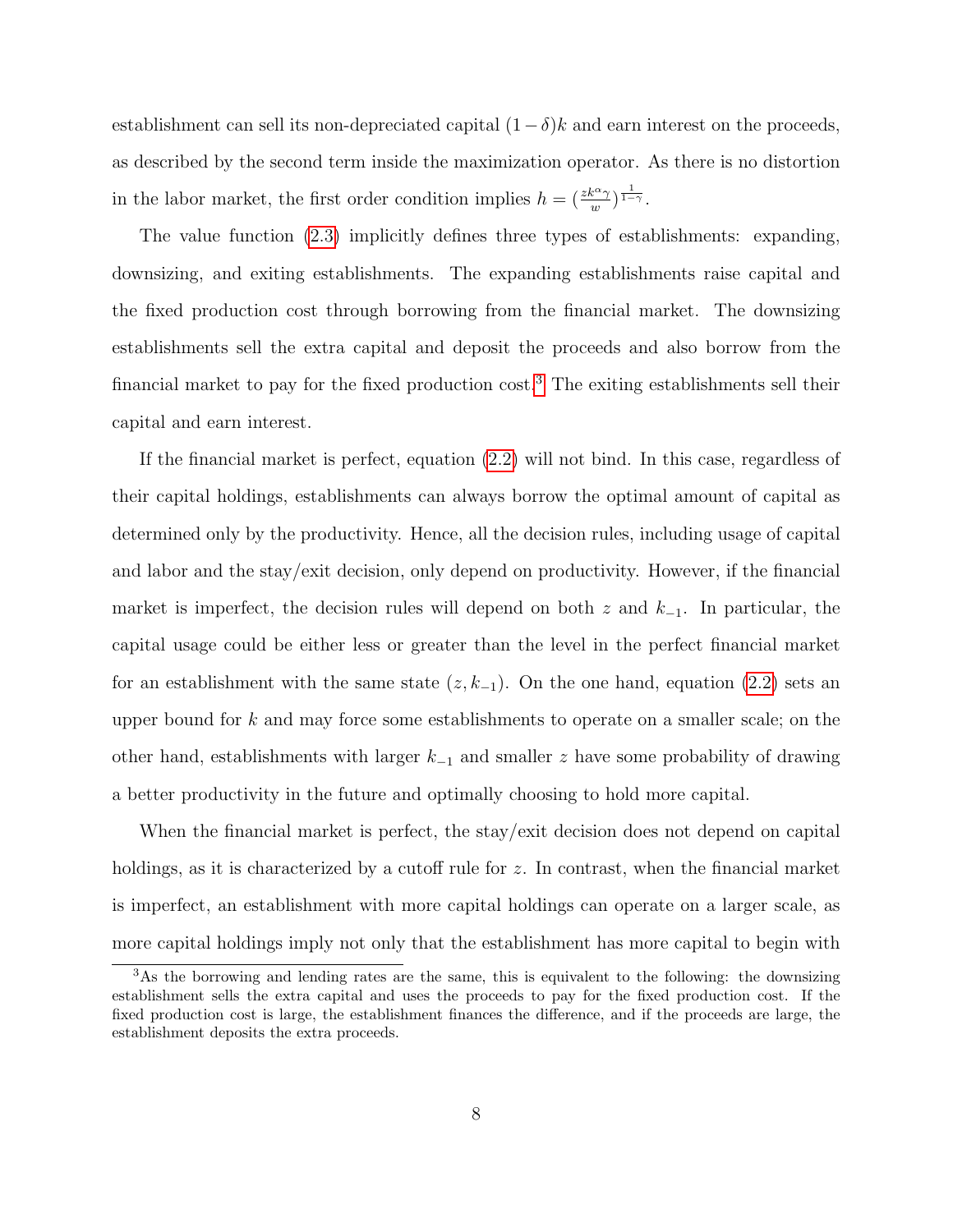establishment can sell its non-depreciated capital $(1-\delta)k$ and earn interest on the proceeds, as described by the second term inside the maximization operator. As there is no distortion in the labor market, the first order condition implies $h = (\frac{zk^{\alpha}\gamma}{w})^{\frac{1}{1-\gamma}}$.

The value function (2.3) implicitly defines three types of establishments: expanding, downsizing, and exiting establishments. The expanding establishments raise capital and the fixed production cost through borrowing from the financial market. The downsizing establishments sell the extra capital and deposit the proceeds and also borrow from the financial market to pay for the fixed production cost.[3] The exiting establishments sell their capital and earn interest.

If the financial market is perfect, equation (2.2) will not bind. In this case, regardless of their capital holdings, establishments can always borrow the optimal amount of capital as determined only by the productivity. Hence, all the decision rules, including usage of capital and labor and the stay/exit decision, only depend on productivity. However, if the financial market is imperfect, the decision rules will depend on both $z$ and $k_{-1}$. In particular, the capital usage could be either less or greater than the level in the perfect financial market for an establishment with the same state $(z, k_{-1})$. On the one hand, equation (2.2) sets an upper bound for $k$ and may force some establishments to operate on a smaller scale; on the other hand, establishments with larger $k_{-1}$ and smaller $z$ have some probability of drawing a better productivity in the future and optimally choosing to hold more capital.

When the financial market is perfect, the stay/exit decision does not depend on capital holdings, as it is characterized by a cutoff rule for $z$. In contrast, when the financial market is imperfect, an establishment with more capital holdings can operate on a larger scale, as more capital holdings imply not only that the establishment has more capital to begin with

[3] As the borrowing and lending rates are the same, this is equivalent to the following: the downsizing establishment sells the extra capital and uses the proceeds to pay for the fixed production cost. If the fixed production cost is large, the establishment finances the difference, and if the proceeds are large, the establishment deposits the extra proceeds.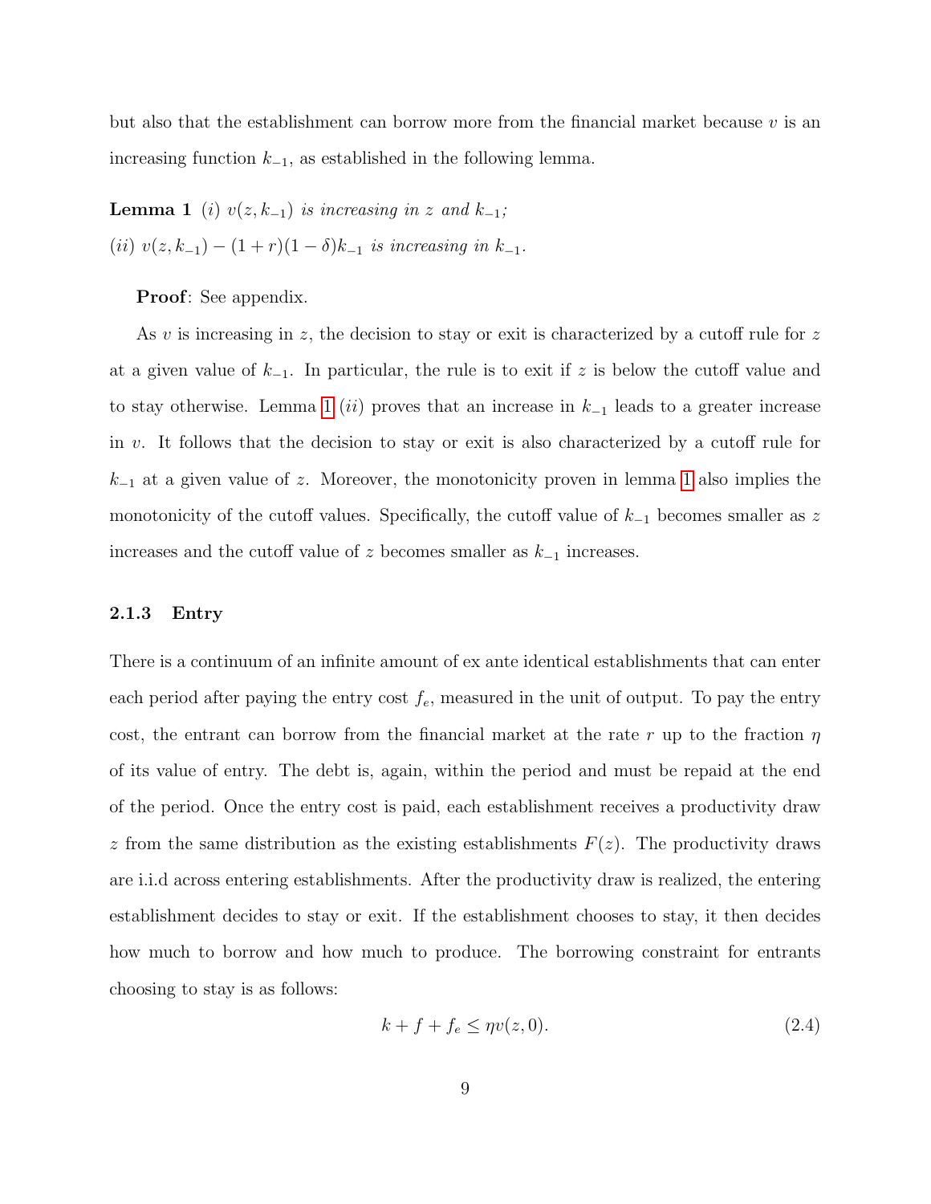but also that the establishment can borrow more from the financial market because $v$ is an increasing function $k_{-1}$, as established in the following lemma.

**Lemma 1** *(i) $v(z, k_{-1})$ is increasing in $z$ and $k_{-1}$;*
*(ii) $v(z, k_{-1}) - (1 + r)(1 - \delta)k_{-1}$ is increasing in $k_{-1}$.*

**Proof**: See appendix.

As $v$ is increasing in $z$, the decision to stay or exit is characterized by a cutoff rule for $z$ at a given value of $k_{-1}$. In particular, the rule is to exit if $z$ is below the cutoff value and to stay otherwise. Lemma 1 $(ii)$ proves that an increase in $k_{-1}$ leads to a greater increase in $v$. It follows that the decision to stay or exit is also characterized by a cutoff rule for $k_{-1}$ at a given value of $z$. Moreover, the monotonicity proven in lemma 1 also implies the monotonicity of the cutoff values. Specifically, the cutoff value of $k_{-1}$ becomes smaller as $z$ increases and the cutoff value of $z$ becomes smaller as $k_{-1}$ increases.

### 2.1.3 Entry

There is a continuum of an infinite amount of ex ante identical establishments that can enter each period after paying the entry cost $f_e$, measured in the unit of output. To pay the entry cost, the entrant can borrow from the financial market at the rate $r$ up to the fraction $\eta$ of its value of entry. The debt is, again, within the period and must be repaid at the end of the period. Once the entry cost is paid, each establishment receives a productivity draw $z$ from the same distribution as the existing establishments $F(z)$. The productivity draws are i.i.d across entering establishments. After the productivity draw is realized, the entering establishment decides to stay or exit. If the establishment chooses to stay, it then decides how much to borrow and how much to produce. The borrowing constraint for entrants choosing to stay is as follows:

$$k + f + f_e \leq \eta v(z, 0). \tag{2.4}$$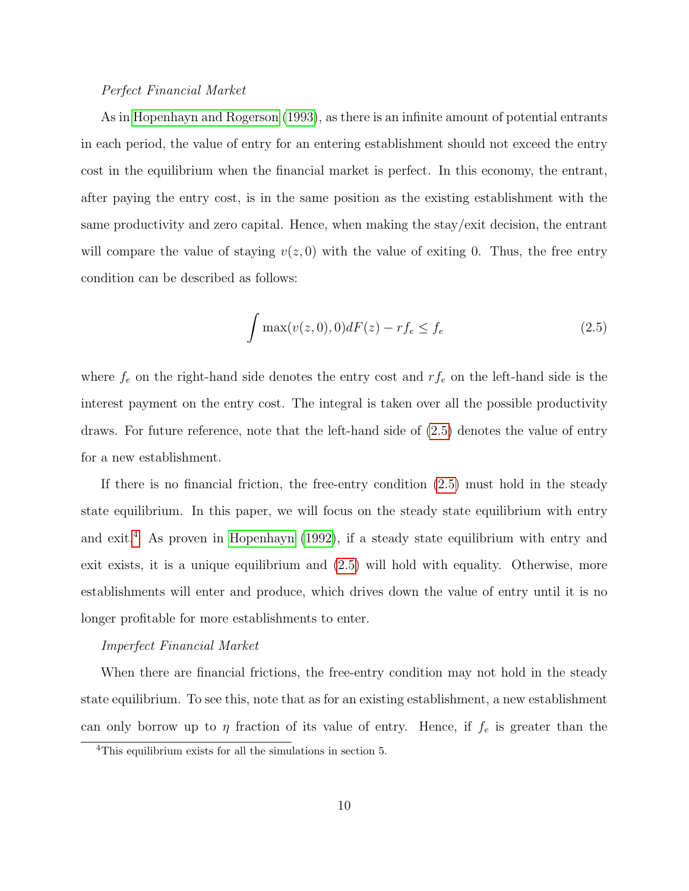*Perfect Financial Market*

As in Hopenhayn and Rogerson (1993), as there is an infinite amount of potential entrants in each period, the value of entry for an entering establishment should not exceed the entry cost in the equilibrium when the financial market is perfect. In this economy, the entrant, after paying the entry cost, is in the same position as the existing establishment with the same productivity and zero capital. Hence, when making the stay/exit decision, the entrant will compare the value of staying $v(z, 0)$ with the value of exiting 0. Thus, the free entry condition can be described as follows:

$$\int \max(v(z,0), 0)dF(z) - rf_e \leq f_e \tag{2.5}$$

where $f_e$ on the right-hand side denotes the entry cost and $rf_e$ on the left-hand side is the interest payment on the entry cost. The integral is taken over all the possible productivity draws. For future reference, note that the left-hand side of (2.5) denotes the value of entry for a new establishment.

If there is no financial friction, the free-entry condition (2.5) must hold in the steady state equilibrium. In this paper, we will focus on the steady state equilibrium with entry and exit.[4] As proven in Hopenhayn (1992), if a steady state equilibrium with entry and exit exists, it is a unique equilibrium and (2.5) will hold with equality. Otherwise, more establishments will enter and produce, which drives down the value of entry until it is no longer profitable for more establishments to enter.

*Imperfect Financial Market*

When there are financial frictions, the free-entry condition may not hold in the steady state equilibrium. To see this, note that as for an existing establishment, a new establishment can only borrow up to $\eta$ fraction of its value of entry. Hence, if $f_e$ is greater than the

[4] This equilibrium exists for all the simulations in section 5.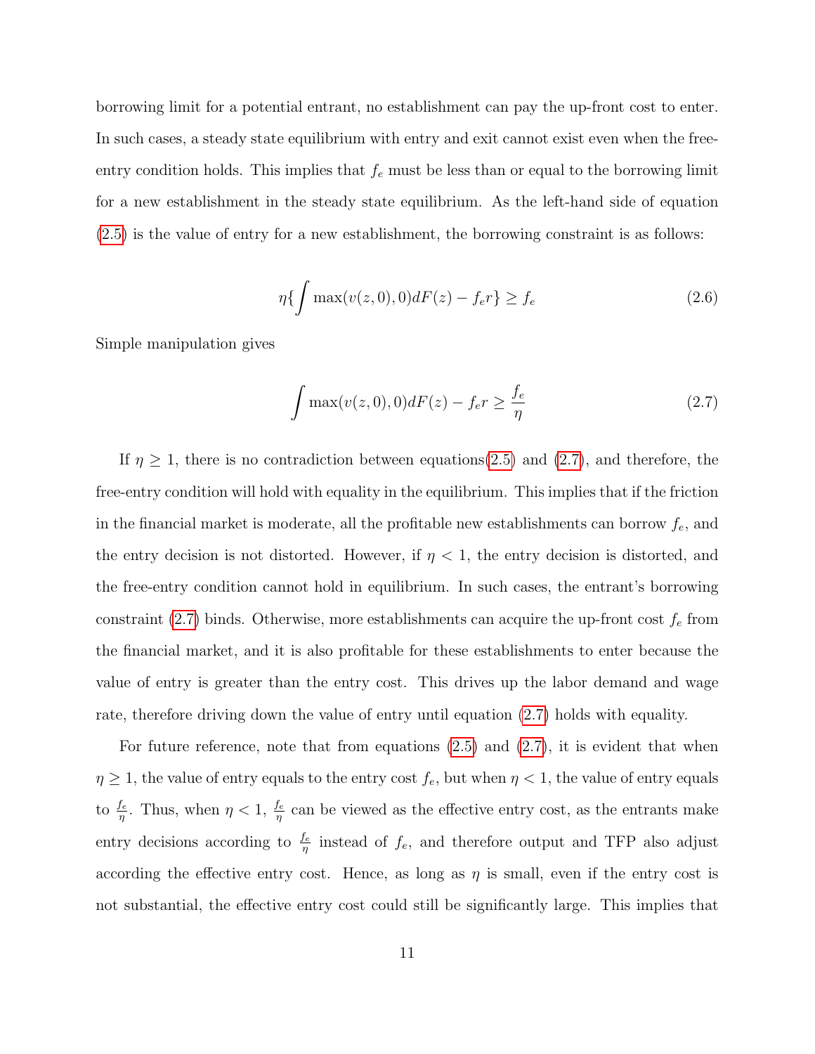borrowing limit for a potential entrant, no establishment can pay the up-front cost to enter. In such cases, a steady state equilibrium with entry and exit cannot exist even when the free-entry condition holds. This implies that $f_e$ must be less than or equal to the borrowing limit for a new establishment in the steady state equilibrium. As the left-hand side of equation (2.5) is the value of entry for a new establishment, the borrowing constraint is as follows:

$$\eta\{\int \max(v(z,0),0)dF(z) - f_e r\} \geq f_e \tag{2.6}$$

Simple manipulation gives

$$\int \max(v(z,0),0)dF(z) - f_e r \geq \frac{f_e}{\eta} \tag{2.7}$$

If $\eta \geq 1$, there is no contradiction between equations(2.5) and (2.7), and therefore, the free-entry condition will hold with equality in the equilibrium. This implies that if the friction in the financial market is moderate, all the profitable new establishments can borrow $f_e$, and the entry decision is not distorted. However, if $\eta < 1$, the entry decision is distorted, and the free-entry condition cannot hold in equilibrium. In such cases, the entrant's borrowing constraint (2.7) binds. Otherwise, more establishments can acquire the up-front cost $f_e$ from the financial market, and it is also profitable for these establishments to enter because the value of entry is greater than the entry cost. This drives up the labor demand and wage rate, therefore driving down the value of entry until equation (2.7) holds with equality.

For future reference, note that from equations (2.5) and (2.7), it is evident that when $\eta \geq 1$, the value of entry equals to the entry cost $f_e$, but when $\eta < 1$, the value of entry equals to $\frac{f_e}{\eta}$. Thus, when $\eta < 1$, $\frac{f_e}{\eta}$ can be viewed as the effective entry cost, as the entrants make entry decisions according to $\frac{f_e}{\eta}$ instead of $f_e$, and therefore output and TFP also adjust according the effective entry cost. Hence, as long as $\eta$ is small, even if the entry cost is not substantial, the effective entry cost could still be significantly large. This implies that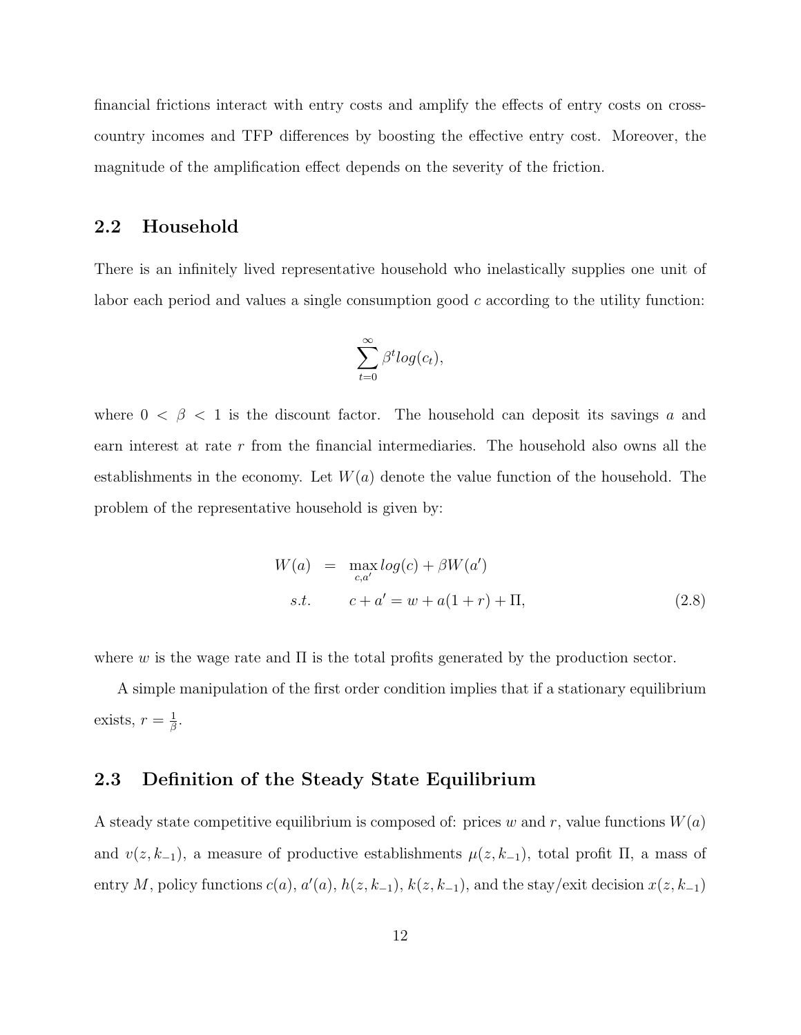financial frictions interact with entry costs and amplify the effects of entry costs on cross-country incomes and TFP differences by boosting the effective entry cost. Moreover, the magnitude of the amplification effect depends on the severity of the friction.

## 2.2 Household

There is an infinitely lived representative household who inelastically supplies one unit of labor each period and values a single consumption good $c$ according to the utility function:

$$\sum_{t=0}^{\infty} \beta^t log(c_t),$$

where $0 < \beta < 1$ is the discount factor. The household can deposit its savings $a$ and earn interest at rate $r$ from the financial intermediaries. The household also owns all the establishments in the economy. Let $W(a)$ denote the value function of the household. The problem of the representative household is given by:

$$\begin{aligned} W(a) &= \max_{c,a'} log(c) + \beta W(a') \\ s.t. \quad & c + a' = w + a(1+r) + \Pi, \end{aligned} \tag{2.8}$$

where $w$ is the wage rate and $\Pi$ is the total profits generated by the production sector.

A simple manipulation of the first order condition implies that if a stationary equilibrium exists, $r = \frac{1}{\beta}$.

## 2.3 Definition of the Steady State Equilibrium

A steady state competitive equilibrium is composed of: prices $w$ and $r$, value functions $W(a)$ and $v(z, k_{-1})$, a measure of productive establishments $\mu(z, k_{-1})$, total profit $\Pi$, a mass of entry $M$, policy functions $c(a)$, $a'(a)$, $h(z, k_{-1})$, $k(z, k_{-1})$, and the stay/exit decision $x(z, k_{-1})$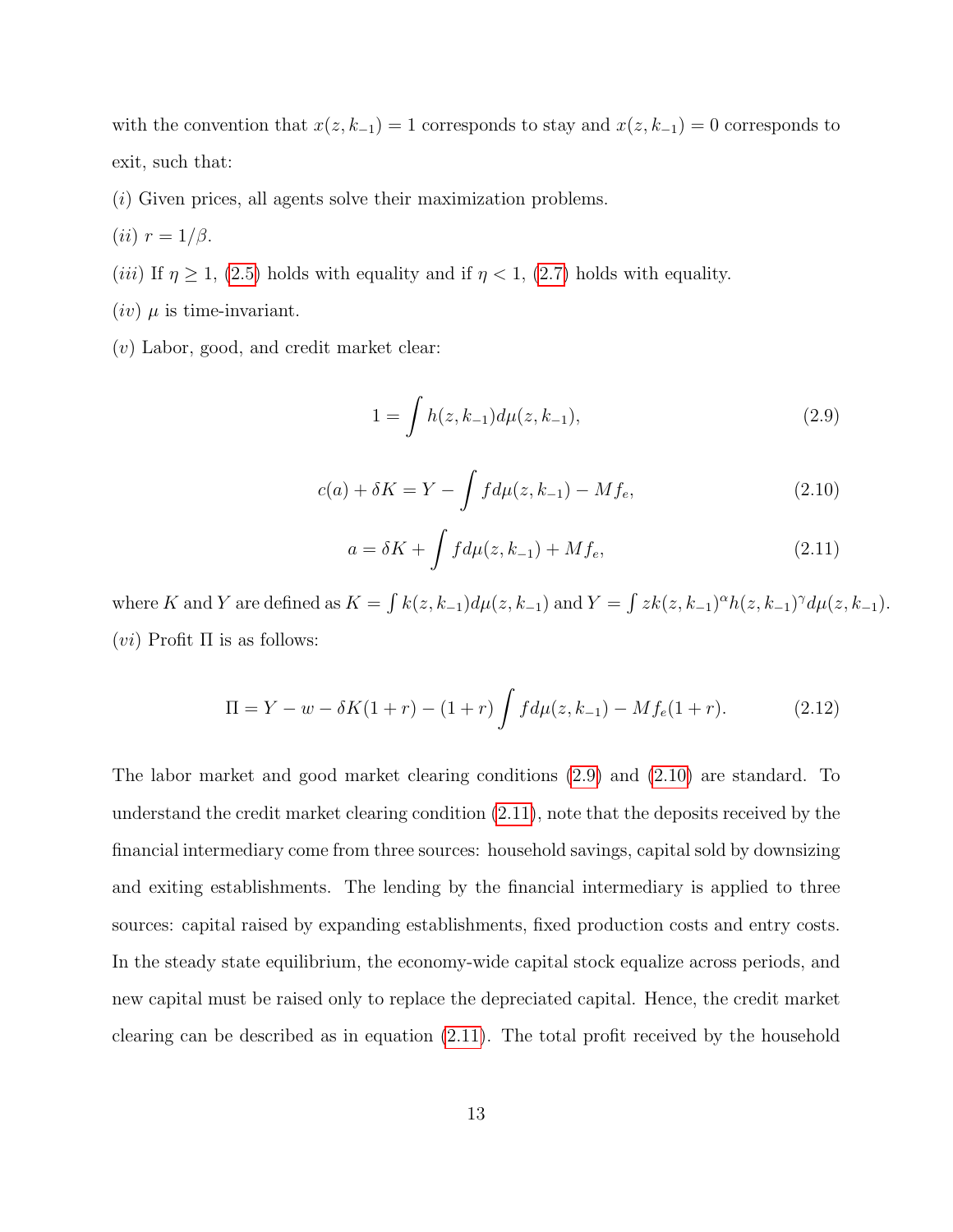with the convention that $x(z, k_{-1}) = 1$ corresponds to stay and $x(z, k_{-1}) = 0$ corresponds to exit, such that:

$(i)$ Given prices, all agents solve their maximization problems.

$(ii)$ $r = 1/\beta$.

$(iii)$ If $\eta \geq 1$, (2.5) holds with equality and if $\eta < 1$, (2.7) holds with equality.

$(iv)$ $\mu$ is time-invariant.

$(v)$ Labor, good, and credit market clear:

$$1 = \int h(z, k_{-1}) d\mu(z, k_{-1}), \tag{2.9}$$

$$c(a) + \delta K = Y - \int f d\mu(z, k_{-1}) - M f_e, \tag{2.10}$$

$$a = \delta K + \int f d\mu(z, k_{-1}) + M f_e, \tag{2.11}$$

where $K$ and $Y$ are defined as $K = \int k(z, k_{-1}) d\mu(z, k_{-1})$ and $Y = \int z k(z, k_{-1})^{\alpha} h(z, k_{-1})^{\gamma} d\mu(z, k_{-1})$.

$(vi)$ Profit $\Pi$ is as follows:

$$\Pi = Y - w - \delta K(1 + r) - (1 + r) \int f d\mu(z, k_{-1}) - M f_e (1 + r). \tag{2.12}$$

The labor market and good market clearing conditions (2.9) and (2.10) are standard. To understand the credit market clearing condition (2.11), note that the deposits received by the financial intermediary come from three sources: household savings, capital sold by downsizing and exiting establishments. The lending by the financial intermediary is applied to three sources: capital raised by expanding establishments, fixed production costs and entry costs. In the steady state equilibrium, the economy-wide capital stock equalize across periods, and new capital must be raised only to replace the depreciated capital. Hence, the credit market clearing can be described as in equation (2.11). The total profit received by the household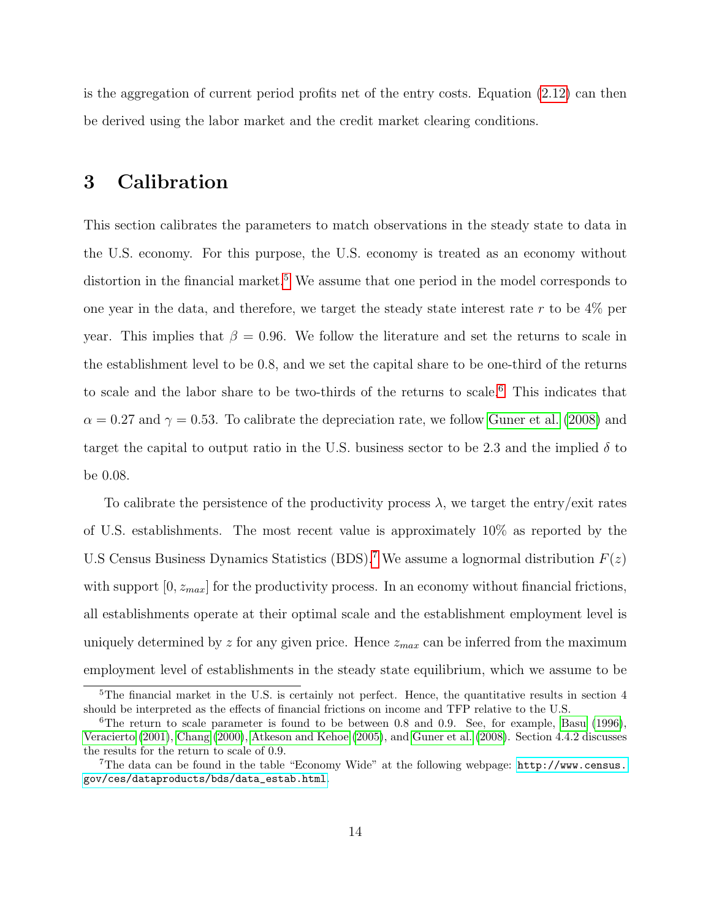is the aggregation of current period profits net of the entry costs. Equation (2.12) can then be derived using the labor market and the credit market clearing conditions.

# 3 Calibration

This section calibrates the parameters to match observations in the steady state to data in the U.S. economy. For this purpose, the U.S. economy is treated as an economy without distortion in the financial market.[5] We assume that one period in the model corresponds to one year in the data, and therefore, we target the steady state interest rate $r$ to be 4% per year. This implies that $\beta = 0.96$. We follow the literature and set the returns to scale in the establishment level to be 0.8, and we set the capital share to be one-third of the returns to scale and the labor share to be two-thirds of the returns to scale.[6] This indicates that $\alpha = 0.27$ and $\gamma = 0.53$. To calibrate the depreciation rate, we follow Guner et al. (2008) and target the capital to output ratio in the U.S. business sector to be 2.3 and the implied $\delta$ to be 0.08.

To calibrate the persistence of the productivity process $\lambda$, we target the entry/exit rates of U.S. establishments. The most recent value is approximately 10% as reported by the U.S Census Business Dynamics Statistics (BDS).[7] We assume a lognormal distribution $F(z)$ with support $[0, z_{max}]$ for the productivity process. In an economy without financial frictions, all establishments operate at their optimal scale and the establishment employment level is uniquely determined by $z$ for any given price. Hence $z_{max}$ can be inferred from the maximum employment level of establishments in the steady state equilibrium, which we assume to be

[5] The financial market in the U.S. is certainly not perfect. Hence, the quantitative results in section 4 should be interpreted as the effects of financial frictions on income and TFP relative to the U.S.

[6] The return to scale parameter is found to be between 0.8 and 0.9. See, for example, Basu (1996), Veracierto (2001), Chang (2000), Atkeson and Kehoe (2005), and Guner et al. (2008). Section 4.4.2 discusses the results for the return to scale of 0.9.

[7] The data can be found in the table "Economy Wide" at the following webpage: http://www.census.gov/ces/dataproducts/bds/data_estab.html.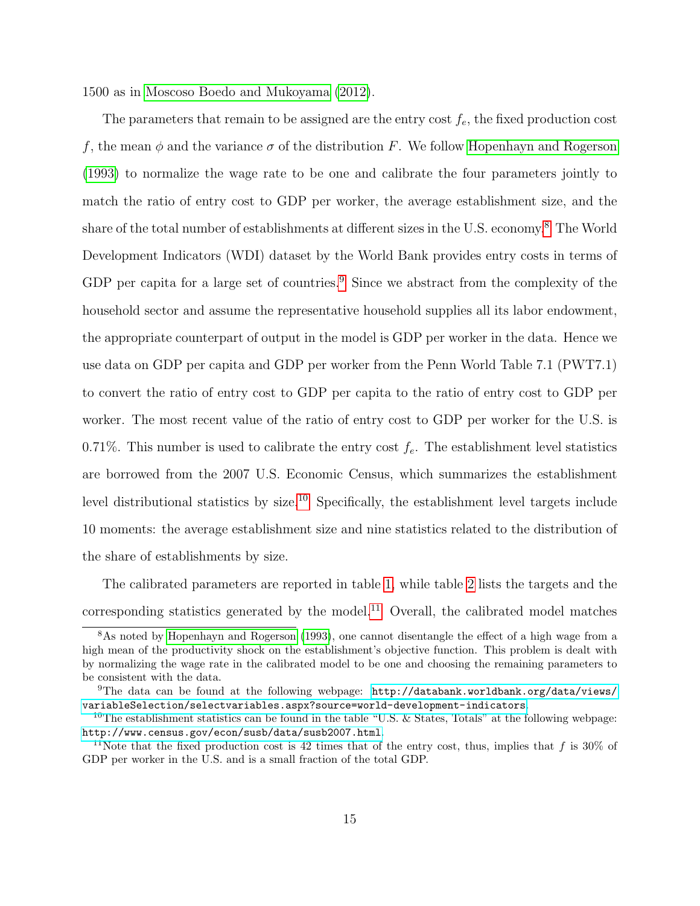1500 as in Moscoso Boedo and Mukoyama (2012).

The parameters that remain to be assigned are the entry cost $f_e$, the fixed production cost $f$, the mean $\phi$ and the variance $\sigma$ of the distribution $F$. We follow Hopenhayn and Rogerson (1993) to normalize the wage rate to be one and calibrate the four parameters jointly to match the ratio of entry cost to GDP per worker, the average establishment size, and the share of the total number of establishments at different sizes in the U.S. economy.[8] The World Development Indicators (WDI) dataset by the World Bank provides entry costs in terms of GDP per capita for a large set of countries.[9] Since we abstract from the complexity of the household sector and assume the representative household supplies all its labor endowment, the appropriate counterpart of output in the model is GDP per worker in the data. Hence we use data on GDP per capita and GDP per worker from the Penn World Table 7.1 (PWT7.1) to convert the ratio of entry cost to GDP per capita to the ratio of entry cost to GDP per worker. The most recent value of the ratio of entry cost to GDP per worker for the U.S. is 0.71%. This number is used to calibrate the entry cost $f_e$. The establishment level statistics are borrowed from the 2007 U.S. Economic Census, which summarizes the establishment level distributional statistics by size.[10] Specifically, the establishment level targets include 10 moments: the average establishment size and nine statistics related to the distribution of the share of establishments by size.

The calibrated parameters are reported in table 1, while table 2 lists the targets and the corresponding statistics generated by the model.[11] Overall, the calibrated model matches

[8] As noted by Hopenhayn and Rogerson (1993), one cannot disentangle the effect of a high wage from a high mean of the productivity shock on the establishment's objective function. This problem is dealt with by normalizing the wage rate in the calibrated model to be one and choosing the remaining parameters to be consistent with the data.

[9] The data can be found at the following webpage: http://databank.worldbank.org/data/views/variableSelection/selectvariables.aspx?source=world-development-indicators.

[10] The establishment statistics can be found in the table "U.S. & States, Totals" at the following webpage: http://www.census.gov/econ/susb/data/susb2007.html.

[11] Note that the fixed production cost is 42 times that of the entry cost, thus, implies that $f$ is 30% of GDP per worker in the U.S. and is a small fraction of the total GDP.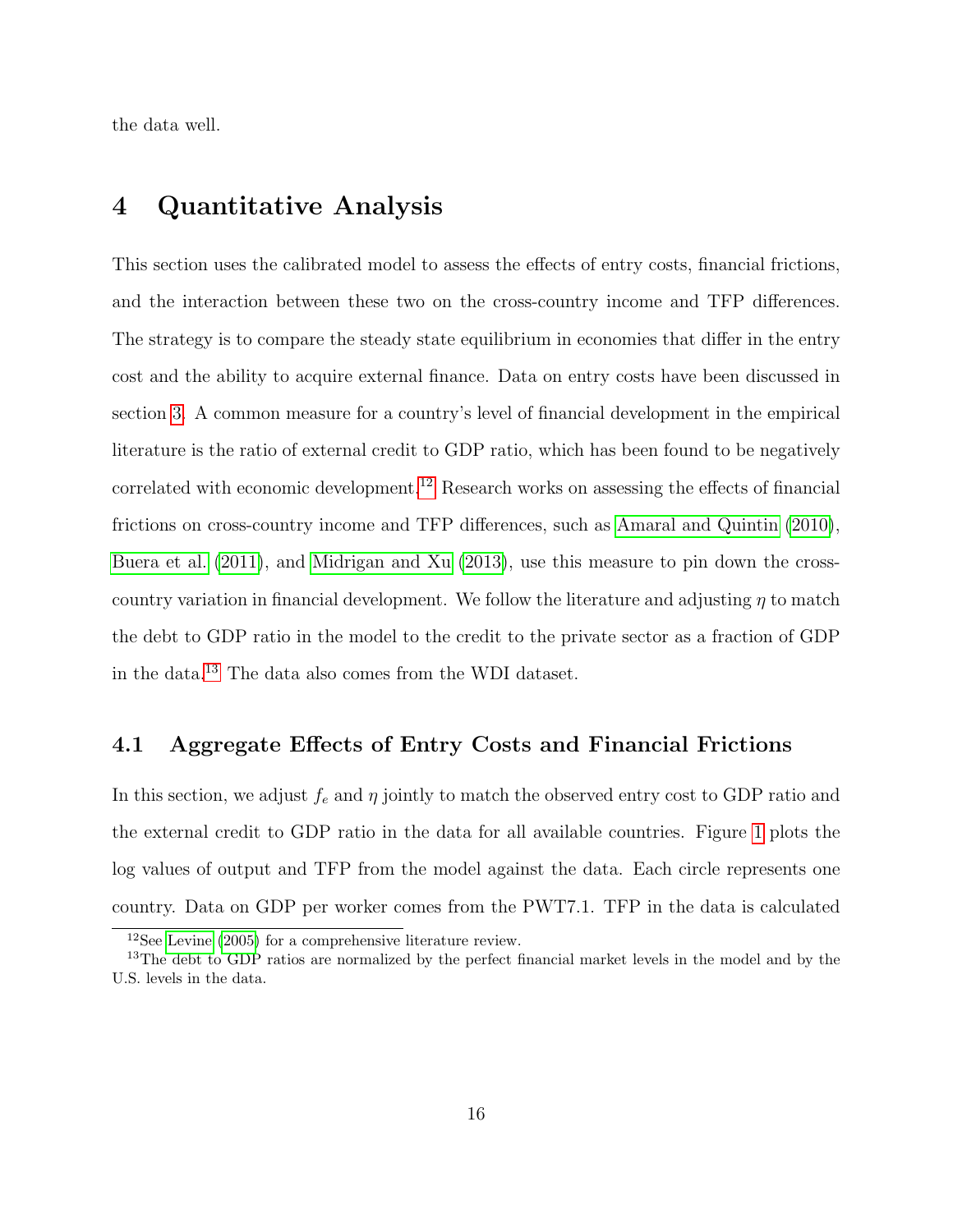the data well.

# 4 Quantitative Analysis

This section uses the calibrated model to assess the effects of entry costs, financial frictions, and the interaction between these two on the cross-country income and TFP differences. The strategy is to compare the steady state equilibrium in economies that differ in the entry cost and the ability to acquire external finance. Data on entry costs have been discussed in section 3. A common measure for a country's level of financial development in the empirical literature is the ratio of external credit to GDP ratio, which has been found to be negatively correlated with economic development.[12] Research works on assessing the effects of financial frictions on cross-country income and TFP differences, such as Amaral and Quintin (2010), Buera et al. (2011), and Midrigan and Xu (2013), use this measure to pin down the cross-country variation in financial development. We follow the literature and adjusting $\eta$ to match the debt to GDP ratio in the model to the credit to the private sector as a fraction of GDP in the data.[13] The data also comes from the WDI dataset.

## 4.1 Aggregate Effects of Entry Costs and Financial Frictions

In this section, we adjust $f_e$ and $\eta$ jointly to match the observed entry cost to GDP ratio and the external credit to GDP ratio in the data for all available countries. Figure 1 plots the log values of output and TFP from the model against the data. Each circle represents one country. Data on GDP per worker comes from the PWT7.1. TFP in the data is calculated

[12] See Levine (2005) for a comprehensive literature review.

[13] The debt to GDP ratios are normalized by the perfect financial market levels in the model and by the U.S. levels in the data.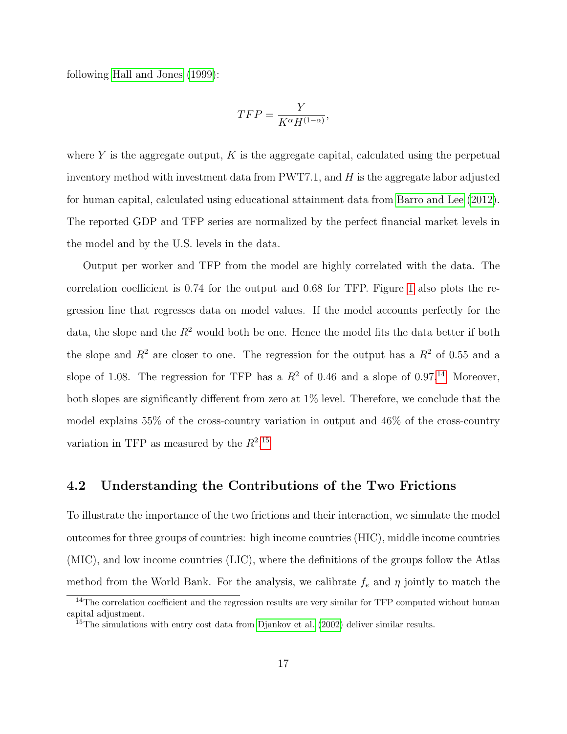following Hall and Jones (1999):

$$TFP = \frac{Y}{K^{\alpha} H^{(1-\alpha)}},$$

where $Y$ is the aggregate output, $K$ is the aggregate capital, calculated using the perpetual inventory method with investment data from PWT7.1, and $H$ is the aggregate labor adjusted for human capital, calculated using educational attainment data from Barro and Lee (2012). The reported GDP and TFP series are normalized by the perfect financial market levels in the model and by the U.S. levels in the data.

Output per worker and TFP from the model are highly correlated with the data. The correlation coefficient is 0.74 for the output and 0.68 for TFP. Figure 1 also plots the regression line that regresses data on model values. If the model accounts perfectly for the data, the slope and the $R^2$ would both be one. Hence the model fits the data better if both the slope and $R^2$ are closer to one. The regression for the output has a $R^2$ of 0.55 and a slope of 1.08. The regression for TFP has a $R^2$ of 0.46 and a slope of 0.97.[14] Moreover, both slopes are significantly different from zero at 1% level. Therefore, we conclude that the model explains 55% of the cross-country variation in output and 46% of the cross-country variation in TFP as measured by the $R^2$.[15]

## 4.2 Understanding the Contributions of the Two Frictions

To illustrate the importance of the two frictions and their interaction, we simulate the model outcomes for three groups of countries: high income countries (HIC), middle income countries (MIC), and low income countries (LIC), where the definitions of the groups follow the Atlas method from the World Bank. For the analysis, we calibrate $f_e$ and $\eta$ jointly to match the

[14] The correlation coefficient and the regression results are very similar for TFP computed without human capital adjustment.

[15] The simulations with entry cost data from Djankov et al. (2002) deliver similar results.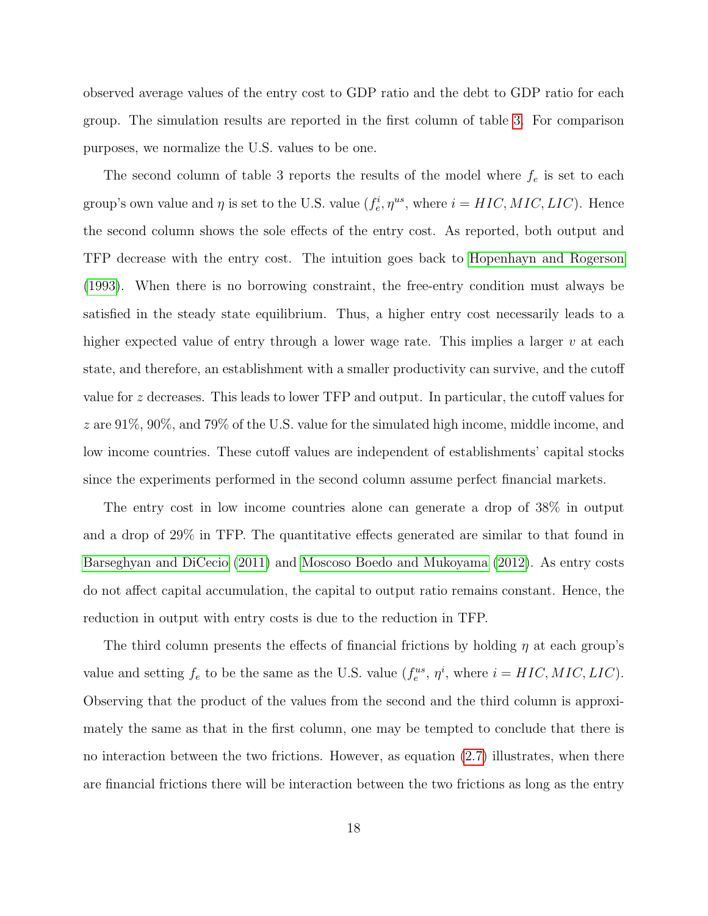observed average values of the entry cost to GDP ratio and the debt to GDP ratio for each group. The simulation results are reported in the first column of table 3. For comparison purposes, we normalize the U.S. values to be one.

The second column of table 3 reports the results of the model where $f_e$ is set to each group's own value and $\eta$ is set to the U.S. value ($f_e^i, \eta^{us}$, where $i = HIC, MIC, LIC$). Hence the second column shows the sole effects of the entry cost. As reported, both output and TFP decrease with the entry cost. The intuition goes back to Hopenhayn and Rogerson (1993). When there is no borrowing constraint, the free-entry condition must always be satisfied in the steady state equilibrium. Thus, a higher entry cost necessarily leads to a higher expected value of entry through a lower wage rate. This implies a larger $v$ at each state, and therefore, an establishment with a smaller productivity can survive, and the cutoff value for $z$ decreases. This leads to lower TFP and output. In particular, the cutoff values for $z$ are 91%, 90%, and 79% of the U.S. value for the simulated high income, middle income, and low income countries. These cutoff values are independent of establishments' capital stocks since the experiments performed in the second column assume perfect financial markets.

The entry cost in low income countries alone can generate a drop of 38% in output and a drop of 29% in TFP. The quantitative effects generated are similar to that found in Barseghyan and DiCecio (2011) and Moscoso Boedo and Mukoyama (2012). As entry costs do not affect capital accumulation, the capital to output ratio remains constant. Hence, the reduction in output with entry costs is due to the reduction in TFP.

The third column presents the effects of financial frictions by holding $\eta$ at each group's value and setting $f_e$ to be the same as the U.S. value ($f_e^{us}$, $\eta^i$, where $i = HIC, MIC, LIC$). Observing that the product of the values from the second and the third column is approximately the same as that in the first column, one may be tempted to conclude that there is no interaction between the two frictions. However, as equation (2.7) illustrates, when there are financial frictions there will be interaction between the two frictions as long as the entry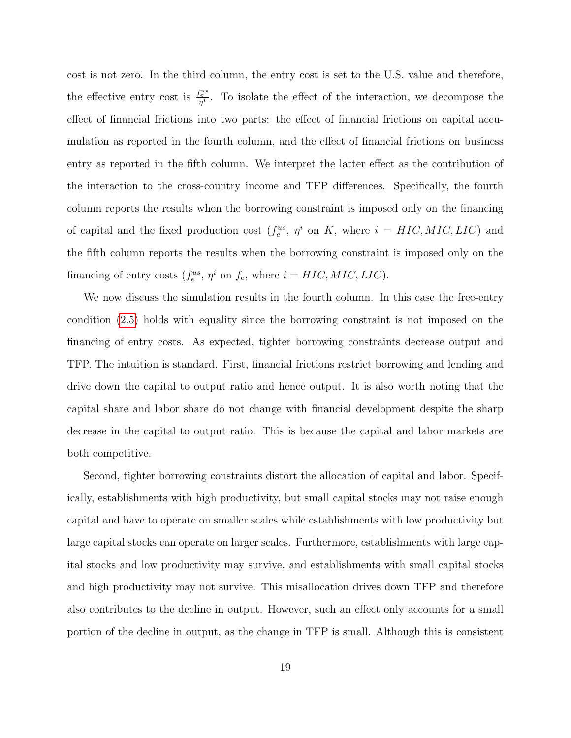cost is not zero. In the third column, the entry cost is set to the U.S. value and therefore, the effective entry cost is $\frac{f_e^{us}}{\eta^i}$. To isolate the effect of the interaction, we decompose the effect of financial frictions into two parts: the effect of financial frictions on capital accumulation as reported in the fourth column, and the effect of financial frictions on business entry as reported in the fifth column. We interpret the latter effect as the contribution of the interaction to the cross-country income and TFP differences. Specifically, the fourth column reports the results when the borrowing constraint is imposed only on the financing of capital and the fixed production cost ($f_e^{us}$, $\eta^i$ on $K$, where $i = HIC, MIC, LIC$) and the fifth column reports the results when the borrowing constraint is imposed only on the financing of entry costs ($f_e^{us}$, $\eta^i$ on $f_e$, where $i = HIC, MIC, LIC$).

We now discuss the simulation results in the fourth column. In this case the free-entry condition (2.5) holds with equality since the borrowing constraint is not imposed on the financing of entry costs. As expected, tighter borrowing constraints decrease output and TFP. The intuition is standard. First, financial frictions restrict borrowing and lending and drive down the capital to output ratio and hence output. It is also worth noting that the capital share and labor share do not change with financial development despite the sharp decrease in the capital to output ratio. This is because the capital and labor markets are both competitive.

Second, tighter borrowing constraints distort the allocation of capital and labor. Specifically, establishments with high productivity, but small capital stocks may not raise enough capital and have to operate on smaller scales while establishments with low productivity but large capital stocks can operate on larger scales. Furthermore, establishments with large capital stocks and low productivity may survive, and establishments with small capital stocks and high productivity may not survive. This misallocation drives down TFP and therefore also contributes to the decline in output. However, such an effect only accounts for a small portion of the decline in output, as the change in TFP is small. Although this is consistent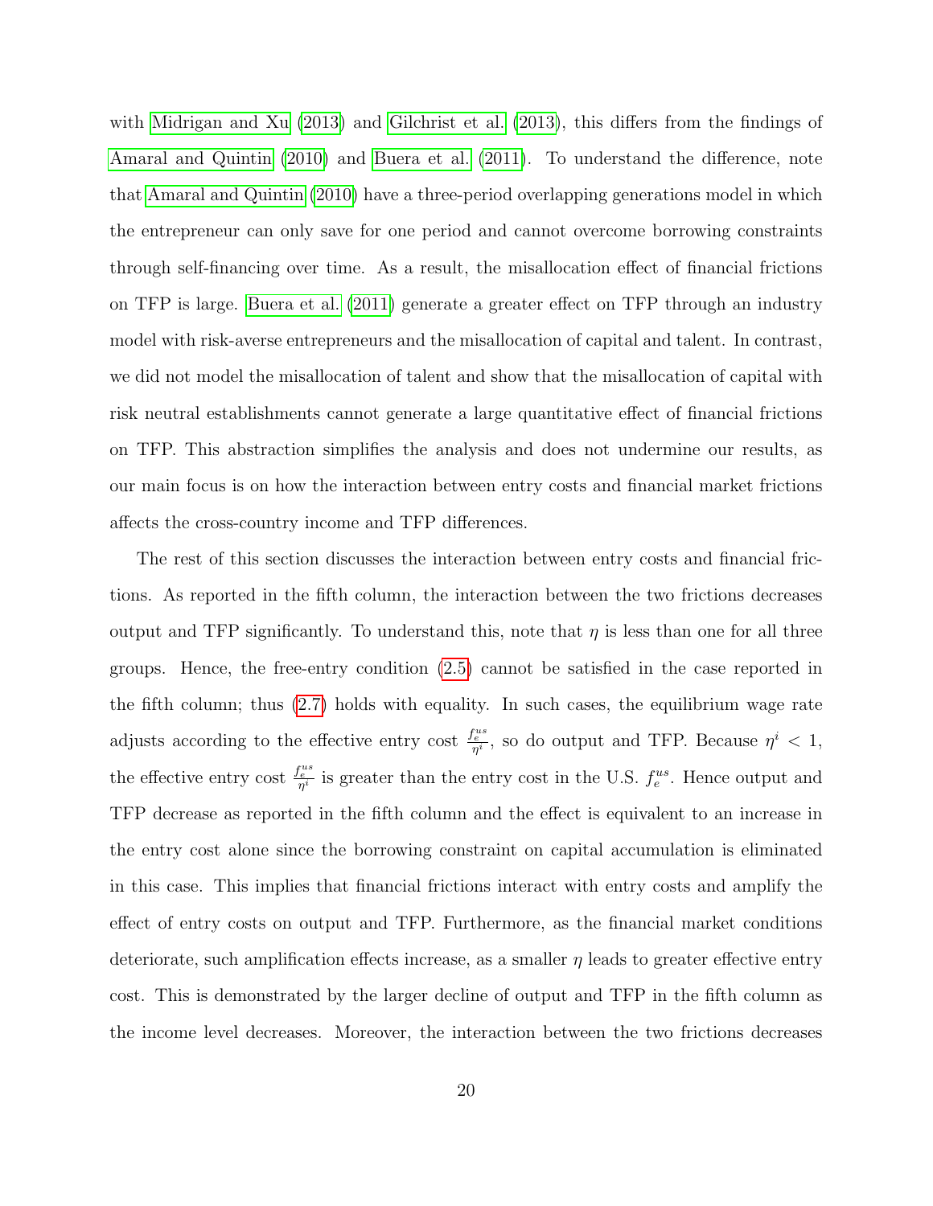with Midrigan and Xu (2013) and Gilchrist et al. (2013), this differs from the findings of Amaral and Quintin (2010) and Buera et al. (2011). To understand the difference, note that Amaral and Quintin (2010) have a three-period overlapping generations model in which the entrepreneur can only save for one period and cannot overcome borrowing constraints through self-financing over time. As a result, the misallocation effect of financial frictions on TFP is large. Buera et al. (2011) generate a greater effect on TFP through an industry model with risk-averse entrepreneurs and the misallocation of capital and talent. In contrast, we did not model the misallocation of talent and show that the misallocation of capital with risk neutral establishments cannot generate a large quantitative effect of financial frictions on TFP. This abstraction simplifies the analysis and does not undermine our results, as our main focus is on how the interaction between entry costs and financial market frictions affects the cross-country income and TFP differences.

The rest of this section discusses the interaction between entry costs and financial frictions. As reported in the fifth column, the interaction between the two frictions decreases output and TFP significantly. To understand this, note that $\eta$ is less than one for all three groups. Hence, the free-entry condition (2.5) cannot be satisfied in the case reported in the fifth column; thus (2.7) holds with equality. In such cases, the equilibrium wage rate adjusts according to the effective entry cost $\frac{f_e^{us}}{\eta^i}$, so do output and TFP. Because $\eta^i < 1$, the effective entry cost $\frac{f_e^{us}}{\eta^i}$ is greater than the entry cost in the U.S. $f_e^{us}$. Hence output and TFP decrease as reported in the fifth column and the effect is equivalent to an increase in the entry cost alone since the borrowing constraint on capital accumulation is eliminated in this case. This implies that financial frictions interact with entry costs and amplify the effect of entry costs on output and TFP. Furthermore, as the financial market conditions deteriorate, such amplification effects increase, as a smaller $\eta$ leads to greater effective entry cost. This is demonstrated by the larger decline of output and TFP in the fifth column as the income level decreases. Moreover, the interaction between the two frictions decreases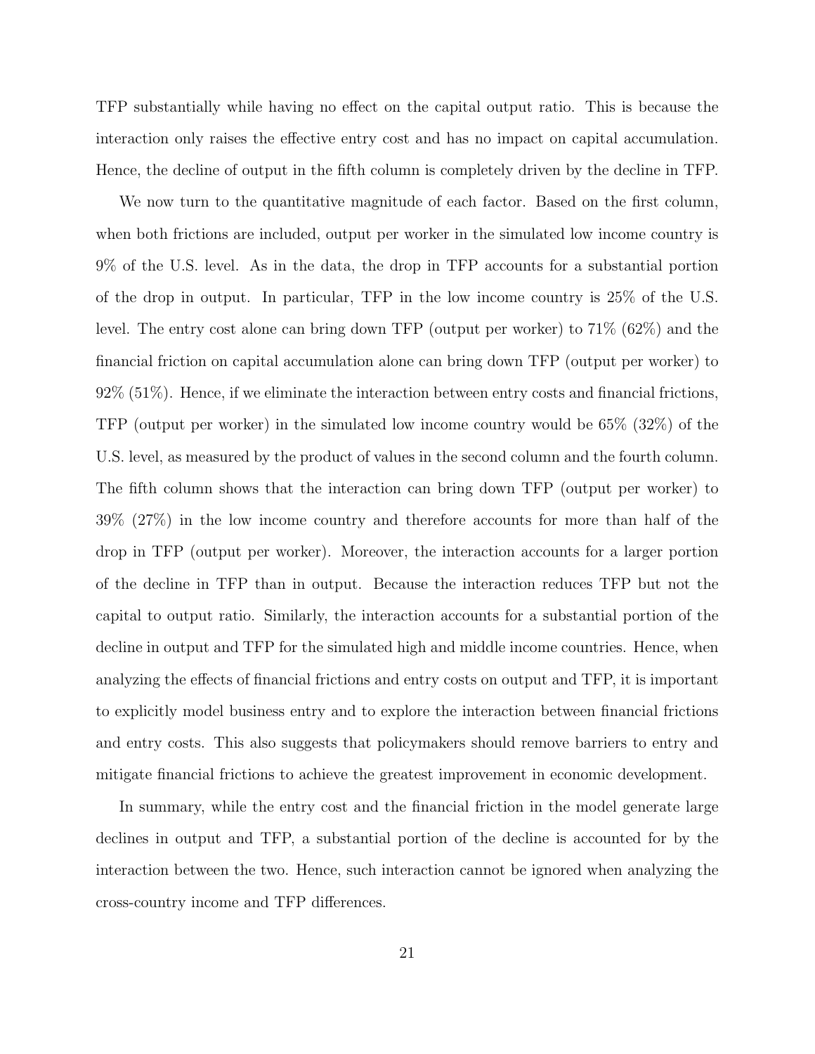TFP substantially while having no effect on the capital output ratio. This is because the interaction only raises the effective entry cost and has no impact on capital accumulation. Hence, the decline of output in the fifth column is completely driven by the decline in TFP.

We now turn to the quantitative magnitude of each factor. Based on the first column, when both frictions are included, output per worker in the simulated low income country is 9% of the U.S. level. As in the data, the drop in TFP accounts for a substantial portion of the drop in output. In particular, TFP in the low income country is 25% of the U.S. level. The entry cost alone can bring down TFP (output per worker) to 71% (62%) and the financial friction on capital accumulation alone can bring down TFP (output per worker) to 92% (51%). Hence, if we eliminate the interaction between entry costs and financial frictions, TFP (output per worker) in the simulated low income country would be 65% (32%) of the U.S. level, as measured by the product of values in the second column and the fourth column. The fifth column shows that the interaction can bring down TFP (output per worker) to 39% (27%) in the low income country and therefore accounts for more than half of the drop in TFP (output per worker). Moreover, the interaction accounts for a larger portion of the decline in TFP than in output. Because the interaction reduces TFP but not the capital to output ratio. Similarly, the interaction accounts for a substantial portion of the decline in output and TFP for the simulated high and middle income countries. Hence, when analyzing the effects of financial frictions and entry costs on output and TFP, it is important to explicitly model business entry and to explore the interaction between financial frictions and entry costs. This also suggests that policymakers should remove barriers to entry and mitigate financial frictions to achieve the greatest improvement in economic development.

In summary, while the entry cost and the financial friction in the model generate large declines in output and TFP, a substantial portion of the decline is accounted for by the interaction between the two. Hence, such interaction cannot be ignored when analyzing the cross-country income and TFP differences.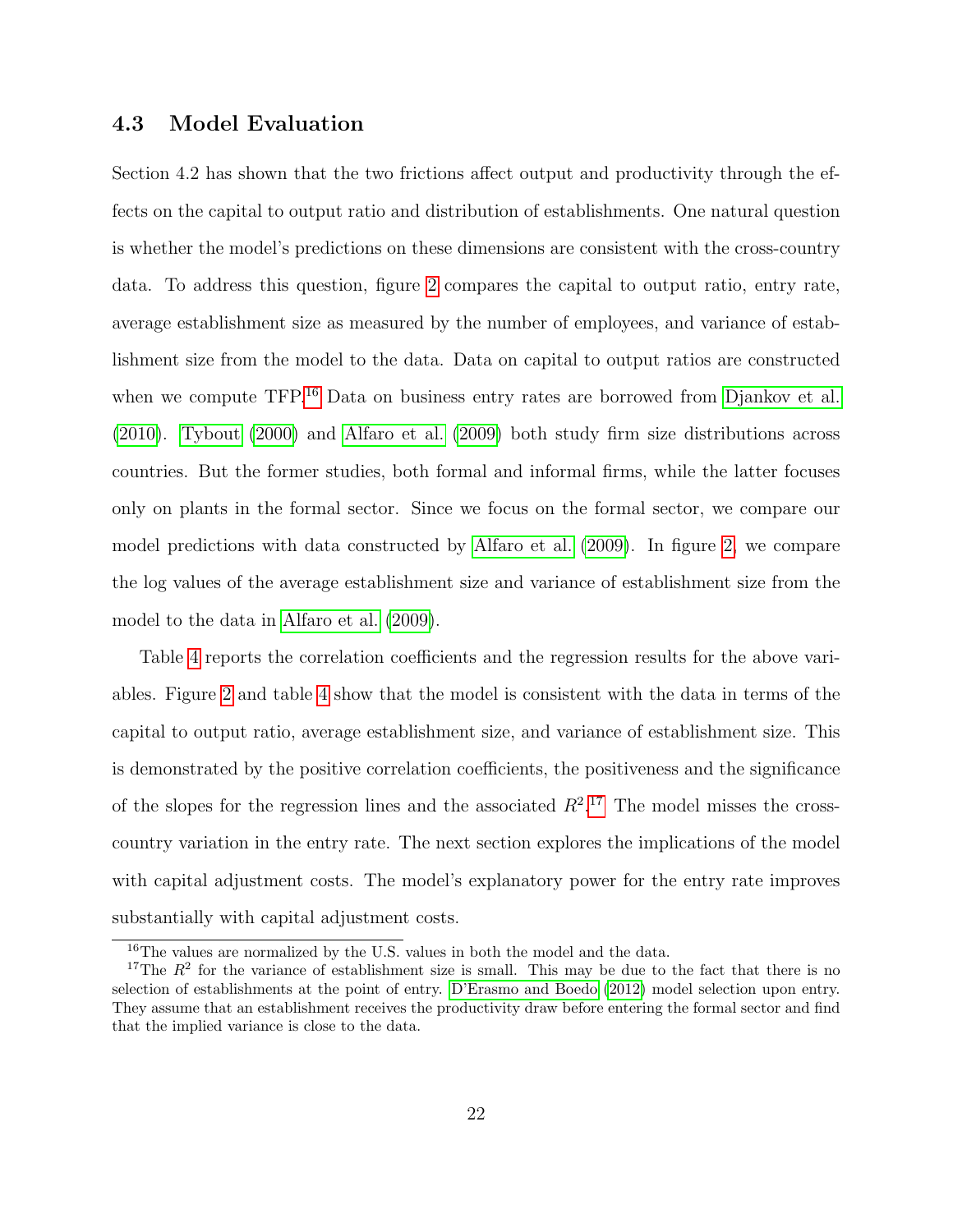### 4.3 Model Evaluation

Section 4.2 has shown that the two frictions affect output and productivity through the effects on the capital to output ratio and distribution of establishments. One natural question is whether the model's predictions on these dimensions are consistent with the cross-country data. To address this question, figure 2 compares the capital to output ratio, entry rate, average establishment size as measured by the number of employees, and variance of establishment size from the model to the data. Data on capital to output ratios are constructed when we compute TFP.[16] Data on business entry rates are borrowed from Djankov et al. (2010). Tybout (2000) and Alfaro et al. (2009) both study firm size distributions across countries. But the former studies, both formal and informal firms, while the latter focuses only on plants in the formal sector. Since we focus on the formal sector, we compare our model predictions with data constructed by Alfaro et al. (2009). In figure 2, we compare the log values of the average establishment size and variance of establishment size from the model to the data in Alfaro et al. (2009).

Table 4 reports the correlation coefficients and the regression results for the above variables. Figure 2 and table 4 show that the model is consistent with the data in terms of the capital to output ratio, average establishment size, and variance of establishment size. This is demonstrated by the positive correlation coefficients, the positiveness and the significance of the slopes for the regression lines and the associated $R^2$.[17] The model misses the cross-country variation in the entry rate. The next section explores the implications of the model with capital adjustment costs. The model's explanatory power for the entry rate improves substantially with capital adjustment costs.

[16] The values are normalized by the U.S. values in both the model and the data.

[17] The $R^2$ for the variance of establishment size is small. This may be due to the fact that there is no selection of establishments at the point of entry. D'Erasmo and Boedo (2012) model selection upon entry. They assume that an establishment receives the productivity draw before entering the formal sector and find that the implied variance is close to the data.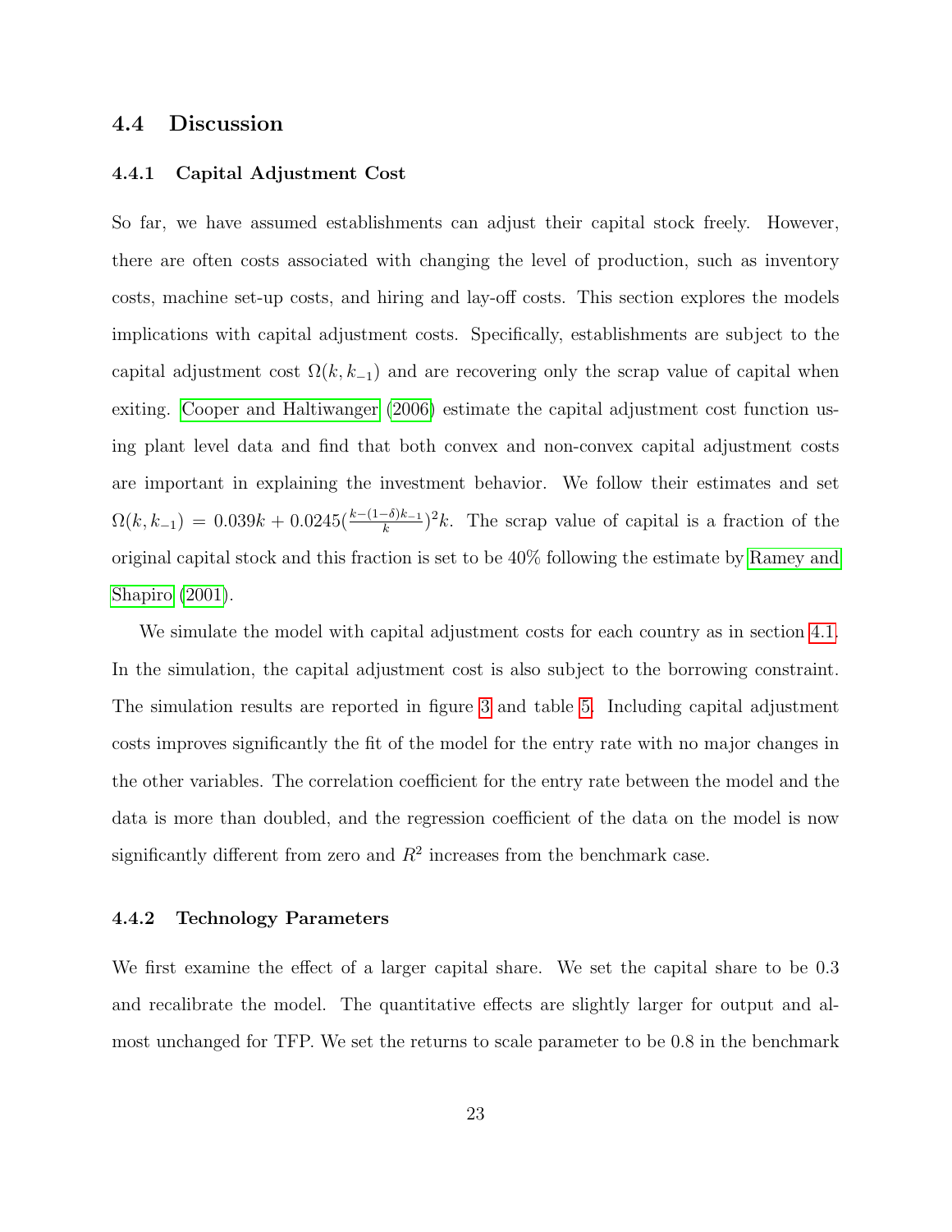### 4.4 Discussion

#### 4.4.1 Capital Adjustment Cost

So far, we have assumed establishments can adjust their capital stock freely. However, there are often costs associated with changing the level of production, such as inventory costs, machine set-up costs, and hiring and lay-off costs. This section explores the models implications with capital adjustment costs. Specifically, establishments are subject to the capital adjustment cost $\Omega(k, k_{-1})$ and are recovering only the scrap value of capital when exiting. Cooper and Haltiwanger (2006) estimate the capital adjustment cost function using plant level data and find that both convex and non-convex capital adjustment costs are important in explaining the investment behavior. We follow their estimates and set $\Omega(k, k_{-1}) = 0.039k + 0.0245(\frac{k-(1-\delta)k_{-1}}{k})^2 k$. The scrap value of capital is a fraction of the original capital stock and this fraction is set to be 40% following the estimate by Ramey and Shapiro (2001).

We simulate the model with capital adjustment costs for each country as in section 4.1. In the simulation, the capital adjustment cost is also subject to the borrowing constraint. The simulation results are reported in figure 3 and table 5. Including capital adjustment costs improves significantly the fit of the model for the entry rate with no major changes in the other variables. The correlation coefficient for the entry rate between the model and the data is more than doubled, and the regression coefficient of the data on the model is now significantly different from zero and $R^2$ increases from the benchmark case.

#### 4.4.2 Technology Parameters

We first examine the effect of a larger capital share. We set the capital share to be 0.3 and recalibrate the model. The quantitative effects are slightly larger for output and almost unchanged for TFP. We set the returns to scale parameter to be 0.8 in the benchmark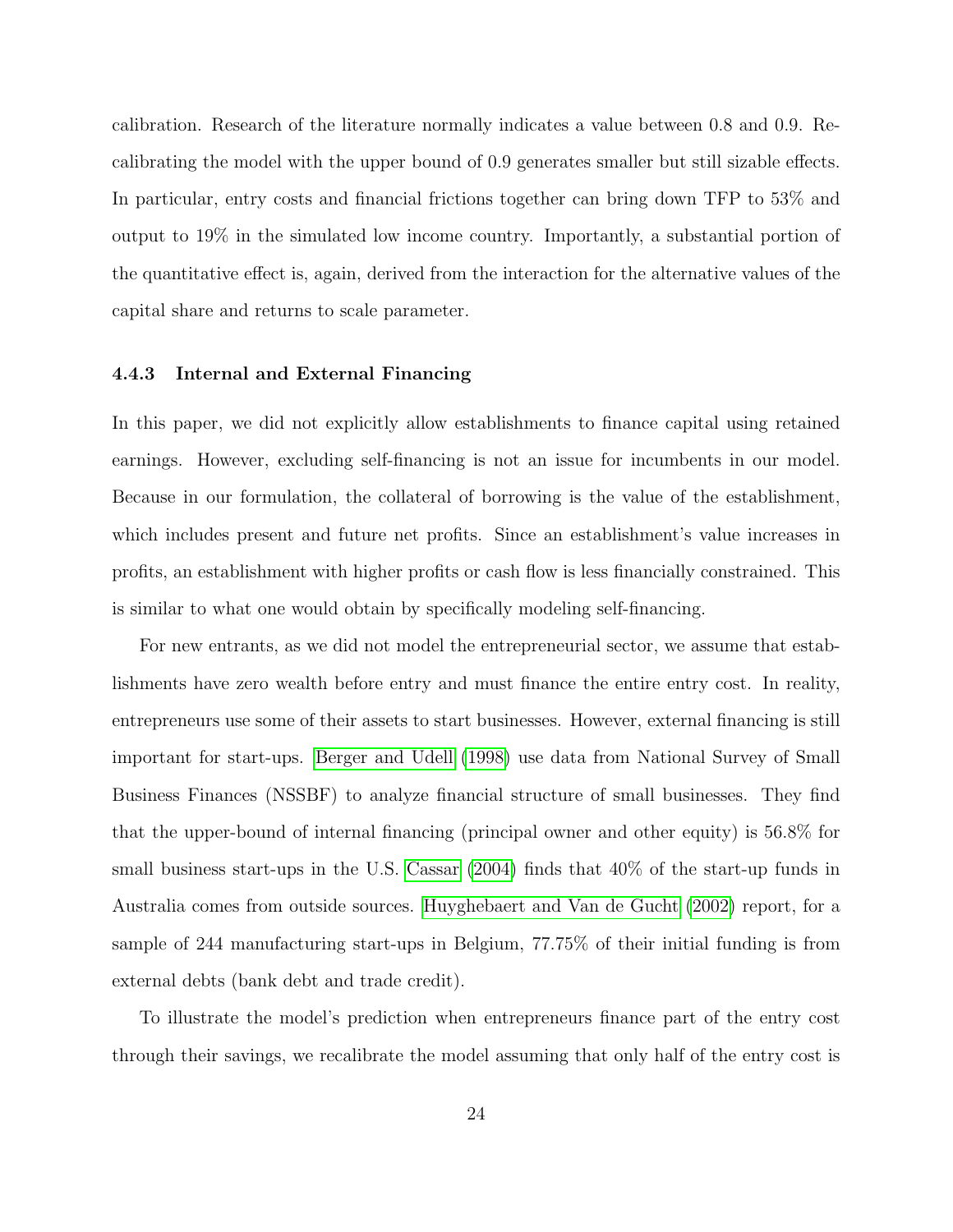calibration. Research of the literature normally indicates a value between 0.8 and 0.9. Recalibrating the model with the upper bound of 0.9 generates smaller but still sizable effects. In particular, entry costs and financial frictions together can bring down TFP to 53% and output to 19% in the simulated low income country. Importantly, a substantial portion of the quantitative effect is, again, derived from the interaction for the alternative values of the capital share and returns to scale parameter.

### 4.4.3 Internal and External Financing

In this paper, we did not explicitly allow establishments to finance capital using retained earnings. However, excluding self-financing is not an issue for incumbents in our model. Because in our formulation, the collateral of borrowing is the value of the establishment, which includes present and future net profits. Since an establishment's value increases in profits, an establishment with higher profits or cash flow is less financially constrained. This is similar to what one would obtain by specifically modeling self-financing.

For new entrants, as we did not model the entrepreneurial sector, we assume that establishments have zero wealth before entry and must finance the entire entry cost. In reality, entrepreneurs use some of their assets to start businesses. However, external financing is still important for start-ups. Berger and Udell (1998) use data from National Survey of Small Business Finances (NSSBF) to analyze financial structure of small businesses. They find that the upper-bound of internal financing (principal owner and other equity) is 56.8% for small business start-ups in the U.S. Cassar (2004) finds that 40% of the start-up funds in Australia comes from outside sources. Huyghebaert and Van de Gucht (2002) report, for a sample of 244 manufacturing start-ups in Belgium, 77.75% of their initial funding is from external debts (bank debt and trade credit).

To illustrate the model's prediction when entrepreneurs finance part of the entry cost through their savings, we recalibrate the model assuming that only half of the entry cost is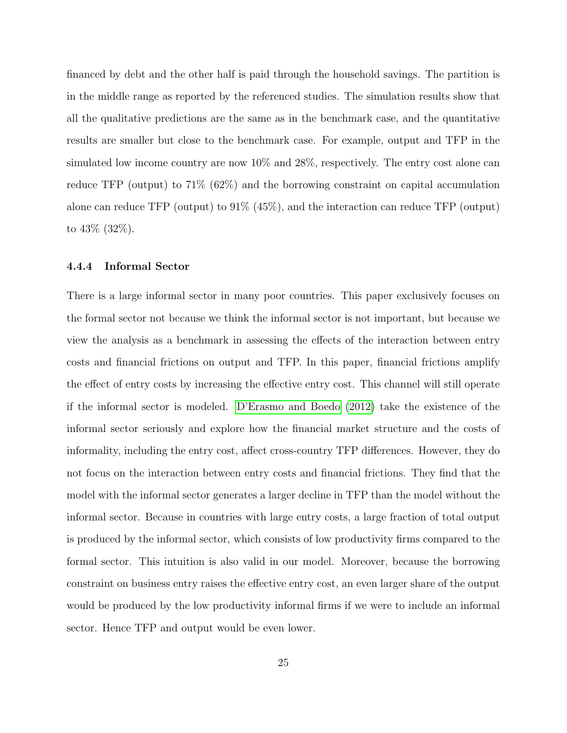financed by debt and the other half is paid through the household savings. The partition is in the middle range as reported by the referenced studies. The simulation results show that all the qualitative predictions are the same as in the benchmark case, and the quantitative results are smaller but close to the benchmark case. For example, output and TFP in the simulated low income country are now 10% and 28%, respectively. The entry cost alone can reduce TFP (output) to 71% (62%) and the borrowing constraint on capital accumulation alone can reduce TFP (output) to 91% (45%), and the interaction can reduce TFP (output) to 43% (32%).

#### 4.4.4 Informal Sector

There is a large informal sector in many poor countries. This paper exclusively focuses on the formal sector not because we think the informal sector is not important, but because we view the analysis as a benchmark in assessing the effects of the interaction between entry costs and financial frictions on output and TFP. In this paper, financial frictions amplify the effect of entry costs by increasing the effective entry cost. This channel will still operate if the informal sector is modeled. D'Erasmo and Boedo (2012) take the existence of the informal sector seriously and explore how the financial market structure and the costs of informality, including the entry cost, affect cross-country TFP differences. However, they do not focus on the interaction between entry costs and financial frictions. They find that the model with the informal sector generates a larger decline in TFP than the model without the informal sector. Because in countries with large entry costs, a large fraction of total output is produced by the informal sector, which consists of low productivity firms compared to the formal sector. This intuition is also valid in our model. Moreover, because the borrowing constraint on business entry raises the effective entry cost, an even larger share of the output would be produced by the low productivity informal firms if we were to include an informal sector. Hence TFP and output would be even lower.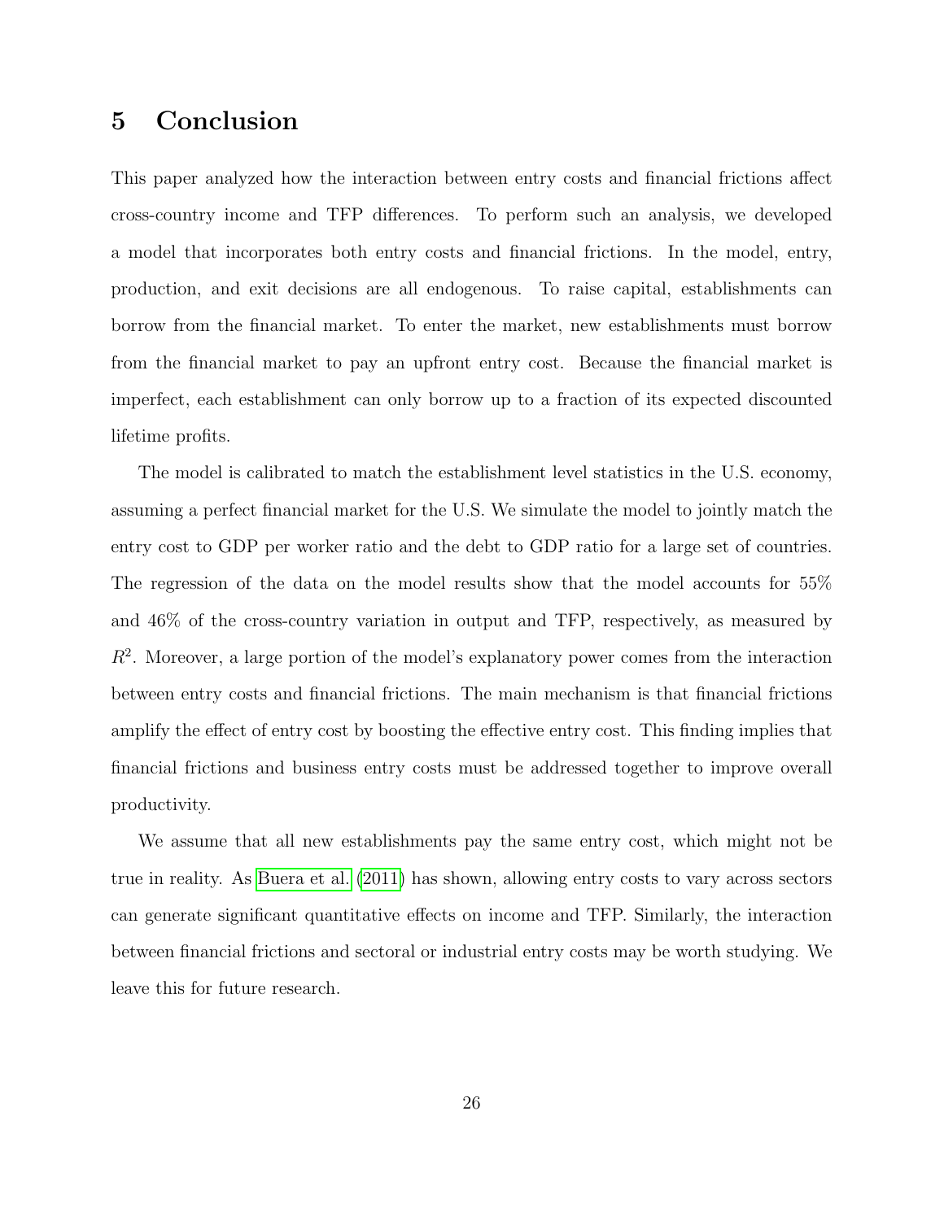## 5 Conclusion

This paper analyzed how the interaction between entry costs and financial frictions affect cross-country income and TFP differences. To perform such an analysis, we developed a model that incorporates both entry costs and financial frictions. In the model, entry, production, and exit decisions are all endogenous. To raise capital, establishments can borrow from the financial market. To enter the market, new establishments must borrow from the financial market to pay an upfront entry cost. Because the financial market is imperfect, each establishment can only borrow up to a fraction of its expected discounted lifetime profits.

The model is calibrated to match the establishment level statistics in the U.S. economy, assuming a perfect financial market for the U.S. We simulate the model to jointly match the entry cost to GDP per worker ratio and the debt to GDP ratio for a large set of countries. The regression of the data on the model results show that the model accounts for 55% and 46% of the cross-country variation in output and TFP, respectively, as measured by $R^2$. Moreover, a large portion of the model's explanatory power comes from the interaction between entry costs and financial frictions. The main mechanism is that financial frictions amplify the effect of entry cost by boosting the effective entry cost. This finding implies that financial frictions and business entry costs must be addressed together to improve overall productivity.

We assume that all new establishments pay the same entry cost, which might not be true in reality. As Buera et al. (2011) has shown, allowing entry costs to vary across sectors can generate significant quantitative effects on income and TFP. Similarly, the interaction between financial frictions and sectoral or industrial entry costs may be worth studying. We leave this for future research.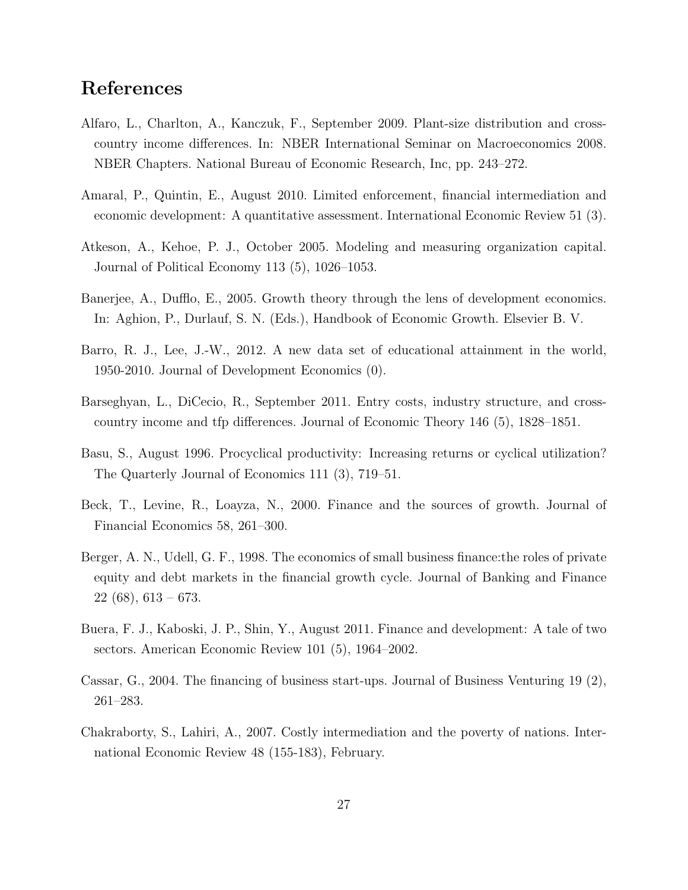# References

Alfaro, L., Charlton, A., Kanczuk, F., September 2009. Plant-size distribution and cross-country income differences. In: NBER International Seminar on Macroeconomics 2008. NBER Chapters. National Bureau of Economic Research, Inc, pp. 243–272.

Amaral, P., Quintin, E., August 2010. Limited enforcement, financial intermediation and economic development: A quantitative assessment. International Economic Review 51 (3).

Atkeson, A., Kehoe, P. J., October 2005. Modeling and measuring organization capital. Journal of Political Economy 113 (5), 1026–1053.

Banerjee, A., Dufflo, E., 2005. Growth theory through the lens of development economics. In: Aghion, P., Durlauf, S. N. (Eds.), Handbook of Economic Growth. Elsevier B. V.

Barro, R. J., Lee, J.-W., 2012. A new data set of educational attainment in the world, 1950-2010. Journal of Development Economics (0).

Barseghyan, L., DiCecio, R., September 2011. Entry costs, industry structure, and cross-country income and tfp differences. Journal of Economic Theory 146 (5), 1828–1851.

Basu, S., August 1996. Procyclical productivity: Increasing returns or cyclical utilization? The Quarterly Journal of Economics 111 (3), 719–51.

Beck, T., Levine, R., Loayza, N., 2000. Finance and the sources of growth. Journal of Financial Economics 58, 261–300.

Berger, A. N., Udell, G. F., 1998. The economics of small business finance:the roles of private equity and debt markets in the financial growth cycle. Journal of Banking and Finance 22 (68), 613 – 673.

Buera, F. J., Kaboski, J. P., Shin, Y., August 2011. Finance and development: A tale of two sectors. American Economic Review 101 (5), 1964–2002.

Cassar, G., 2004. The financing of business start-ups. Journal of Business Venturing 19 (2), 261–283.

Chakraborty, S., Lahiri, A., 2007. Costly intermediation and the poverty of nations. International Economic Review 48 (155-183), February.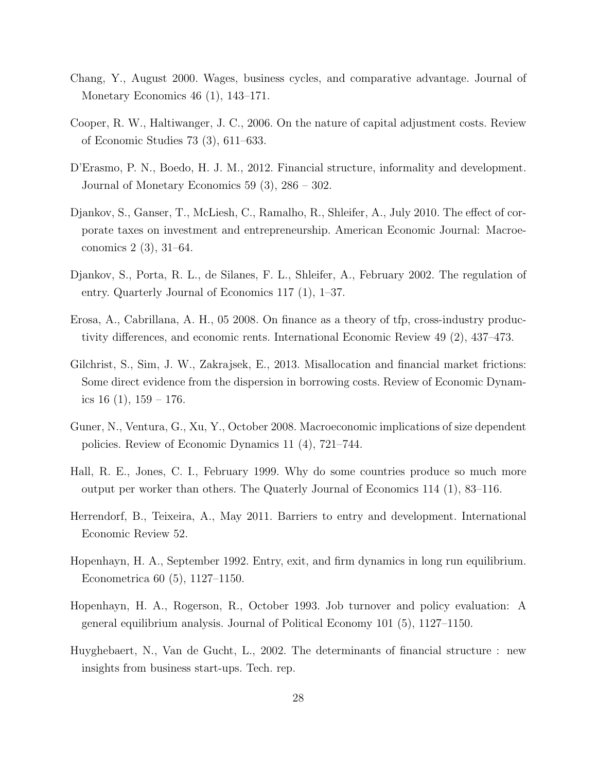Chang, Y., August 2000. Wages, business cycles, and comparative advantage. Journal of Monetary Economics 46 (1), 143–171.

Cooper, R. W., Haltiwanger, J. C., 2006. On the nature of capital adjustment costs. Review of Economic Studies 73 (3), 611–633.

D'Erasmo, P. N., Boedo, H. J. M., 2012. Financial structure, informality and development. Journal of Monetary Economics 59 (3), 286 – 302.

Djankov, S., Ganser, T., McLiesh, C., Ramalho, R., Shleifer, A., July 2010. The effect of corporate taxes on investment and entrepreneurship. American Economic Journal: Macroeconomics 2 (3), 31–64.

Djankov, S., Porta, R. L., de Silanes, F. L., Shleifer, A., February 2002. The regulation of entry. Quarterly Journal of Economics 117 (1), 1–37.

Erosa, A., Cabrillana, A. H., 05 2008. On finance as a theory of tfp, cross-industry productivity differences, and economic rents. International Economic Review 49 (2), 437–473.

Gilchrist, S., Sim, J. W., Zakrajsek, E., 2013. Misallocation and financial market frictions: Some direct evidence from the dispersion in borrowing costs. Review of Economic Dynamics 16 (1), 159 – 176.

Guner, N., Ventura, G., Xu, Y., October 2008. Macroeconomic implications of size dependent policies. Review of Economic Dynamics 11 (4), 721–744.

Hall, R. E., Jones, C. I., February 1999. Why do some countries produce so much more output per worker than others. The Quaterly Journal of Economics 114 (1), 83–116.

Herrendorf, B., Teixeira, A., May 2011. Barriers to entry and development. International Economic Review 52.

Hopenhayn, H. A., September 1992. Entry, exit, and firm dynamics in long run equilibrium. Econometrica 60 (5), 1127–1150.

Hopenhayn, H. A., Rogerson, R., October 1993. Job turnover and policy evaluation: A general equilibrium analysis. Journal of Political Economy 101 (5), 1127–1150.

Huyghebaert, N., Van de Gucht, L., 2002. The determinants of financial structure : new insights from business start-ups. Tech. rep.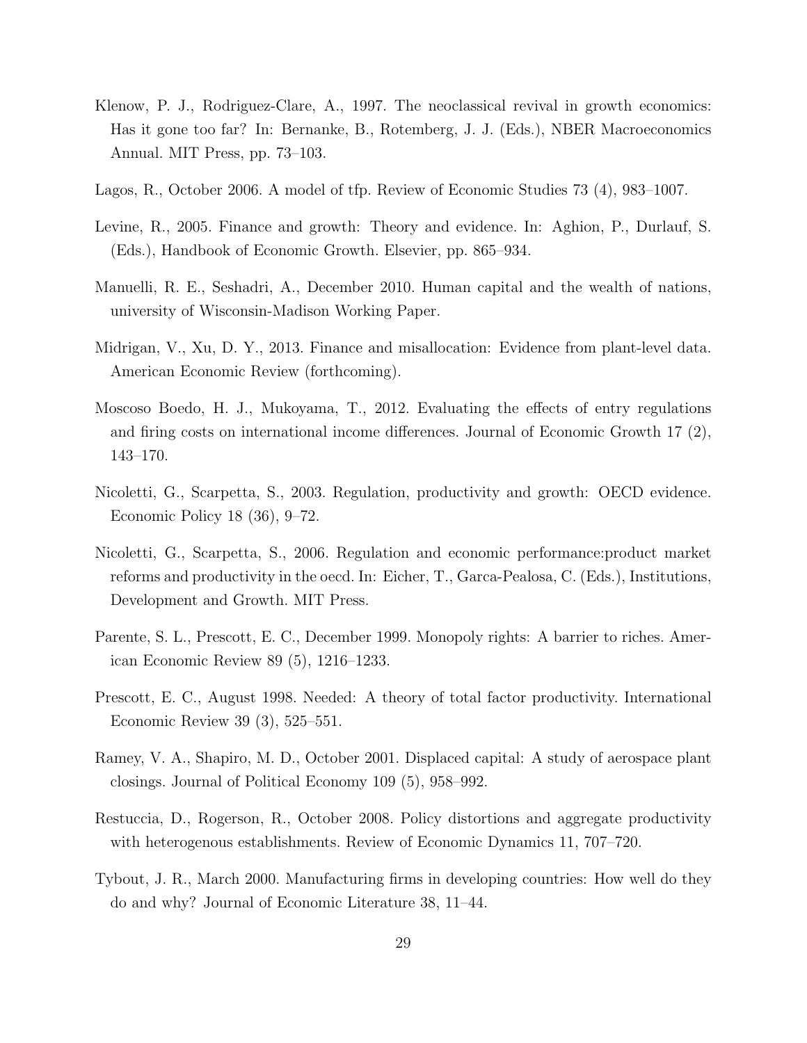Klenow, P. J., Rodriguez-Clare, A., 1997. The neoclassical revival in growth economics: Has it gone too far? In: Bernanke, B., Rotemberg, J. J. (Eds.), NBER Macroeconomics Annual. MIT Press, pp. 73–103.

Lagos, R., October 2006. A model of tfp. Review of Economic Studies 73 (4), 983–1007.

Levine, R., 2005. Finance and growth: Theory and evidence. In: Aghion, P., Durlauf, S. (Eds.), Handbook of Economic Growth. Elsevier, pp. 865–934.

Manuelli, R. E., Seshadri, A., December 2010. Human capital and the wealth of nations, university of Wisconsin-Madison Working Paper.

Midrigan, V., Xu, D. Y., 2013. Finance and misallocation: Evidence from plant-level data. American Economic Review (forthcoming).

Moscoso Boedo, H. J., Mukoyama, T., 2012. Evaluating the effects of entry regulations and firing costs on international income differences. Journal of Economic Growth 17 (2), 143–170.

Nicoletti, G., Scarpetta, S., 2003. Regulation, productivity and growth: OECD evidence. Economic Policy 18 (36), 9–72.

Nicoletti, G., Scarpetta, S., 2006. Regulation and economic performance:product market reforms and productivity in the oecd. In: Eicher, T., Garca-Pealosa, C. (Eds.), Institutions, Development and Growth. MIT Press.

Parente, S. L., Prescott, E. C., December 1999. Monopoly rights: A barrier to riches. American Economic Review 89 (5), 1216–1233.

Prescott, E. C., August 1998. Needed: A theory of total factor productivity. International Economic Review 39 (3), 525–551.

Ramey, V. A., Shapiro, M. D., October 2001. Displaced capital: A study of aerospace plant closings. Journal of Political Economy 109 (5), 958–992.

Restuccia, D., Rogerson, R., October 2008. Policy distortions and aggregate productivity with heterogenous establishments. Review of Economic Dynamics 11, 707–720.

Tybout, J. R., March 2000. Manufacturing firms in developing countries: How well do they do and why? Journal of Economic Literature 38, 11–44.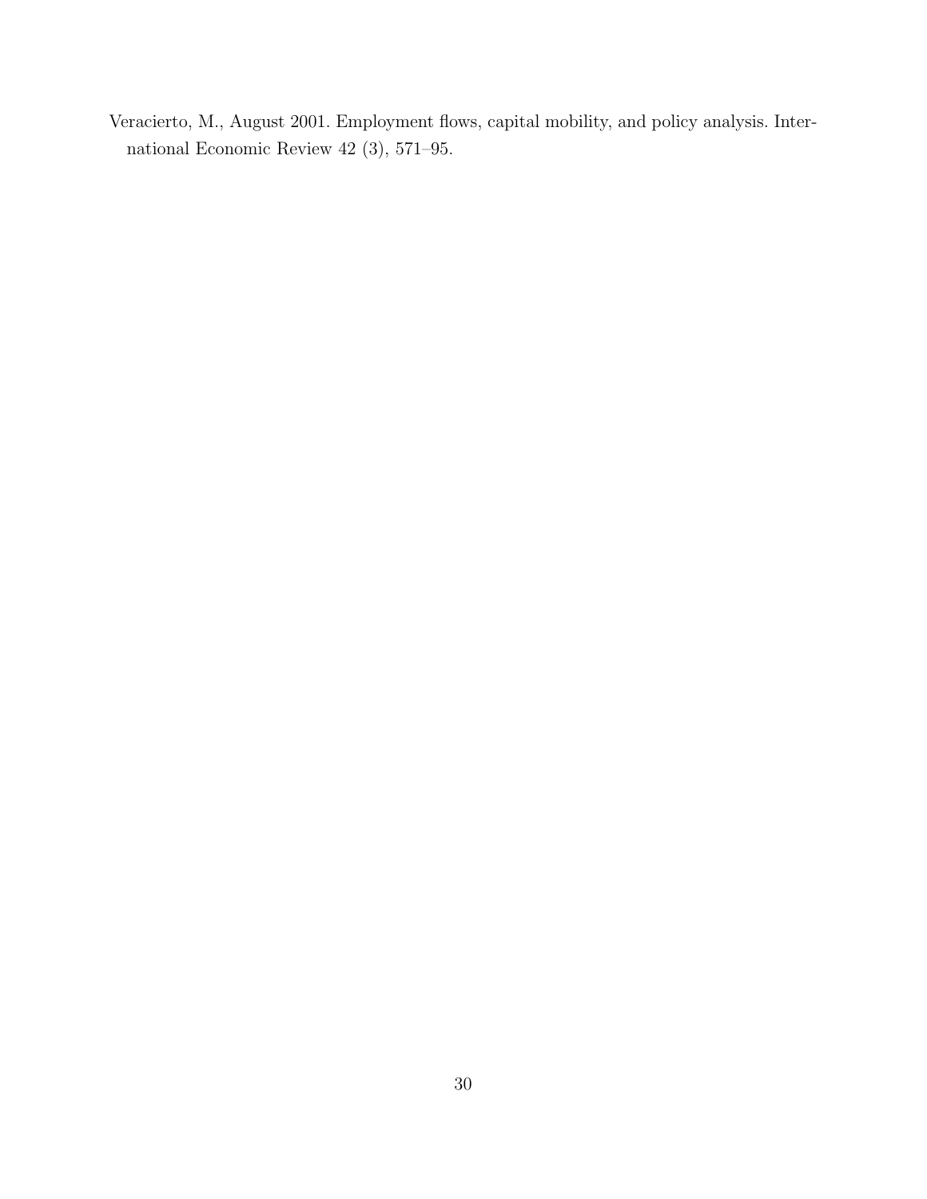Veracierto, M., August 2001. Employment flows, capital mobility, and policy analysis. International Economic Review 42 (3), 571–95.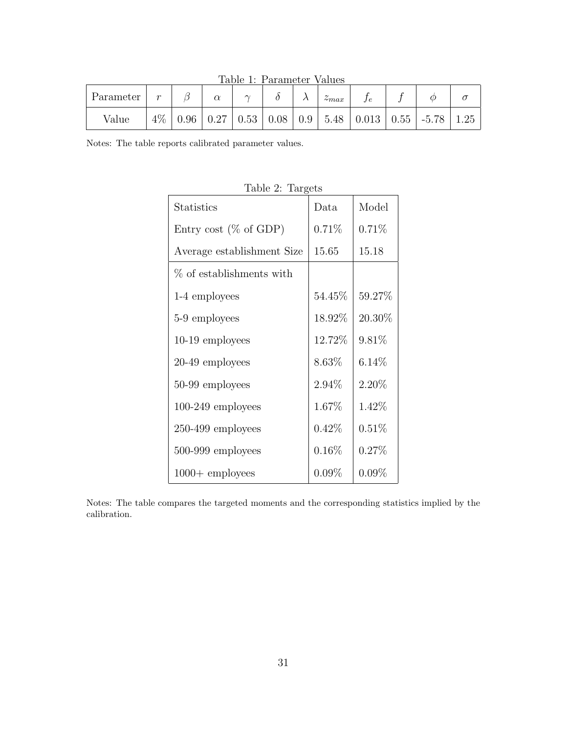Table 1: Parameter Values

| Parameter | $r$ | $\beta$ | $\alpha$ | $\gamma$ | $\delta$ | $\lambda$ | $z_{max}$ | $f_e$ | $f$ | $\phi$ | $\sigma$ |
|---|---|---|---|---|---|---|---|---|---|---|---|
| Value | 4% | 0.96 | 0.27 | 0.53 | 0.08 | 0.9 | 5.48 | 0.013 | 0.55 | -5.78 | 1.25 |

Notes: The table reports calibrated parameter values.

Table 2: Targets

| Statistics | Data | Model |
|---|---|---|
| Entry cost (% of GDP) | 0.71% | 0.71% |
| Average establishment Size | 15.65 | 15.18 |
| % of establishments with | | |
| 1-4 employees | 54.45% | 59.27% |
| 5-9 employees | 18.92% | 20.30% |
| 10-19 employees | 12.72% | 9.81% |
| 20-49 employees | 8.63% | 6.14% |
| 50-99 employees | 2.94% | 2.20% |
| 100-249 employees | 1.67% | 1.42% |
| 250-499 employees | 0.42% | 0.51% |
| 500-999 employees | 0.16% | 0.27% |
| 1000+ employees | 0.09% | 0.09% |

Notes: The table compares the targeted moments and the corresponding statistics implied by the calibration.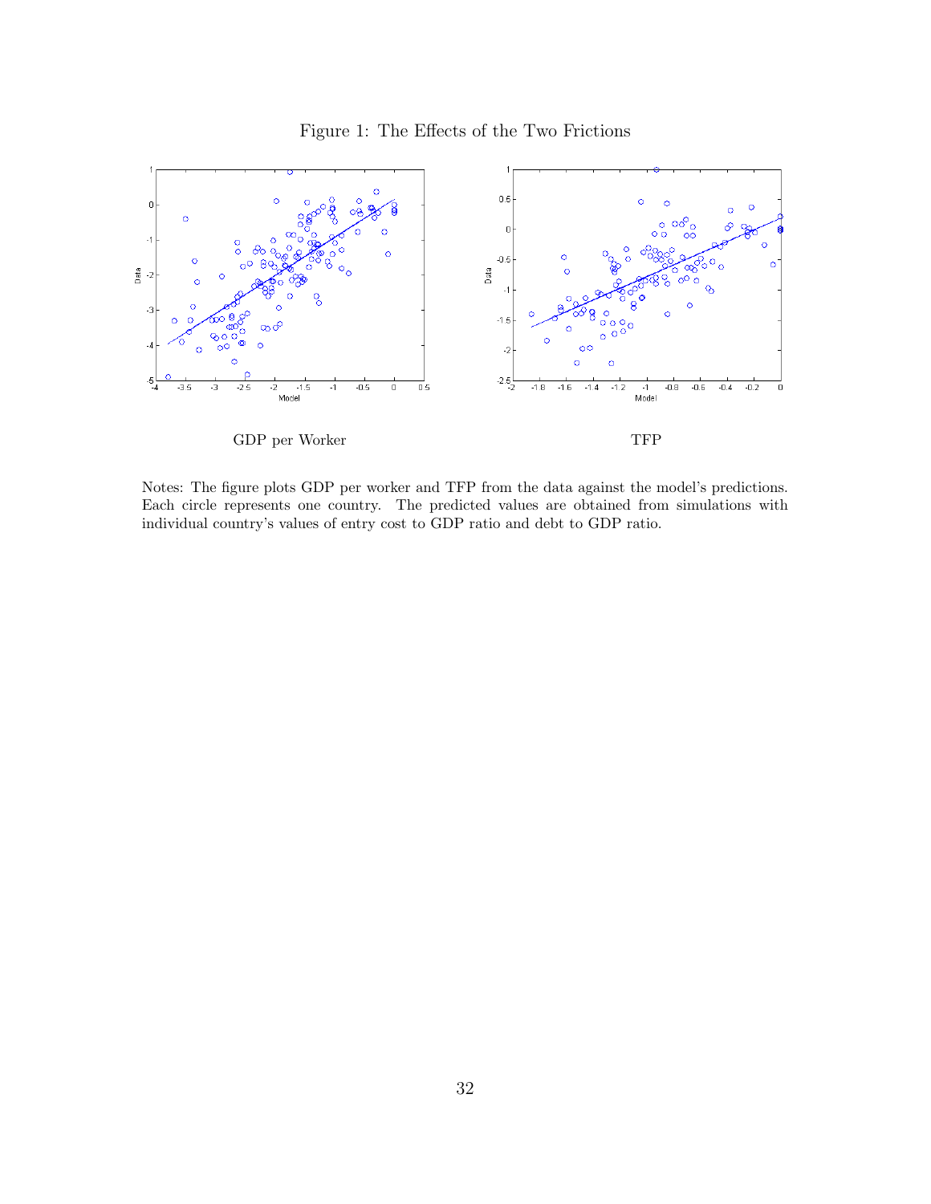Figure 1: The Effects of the Two Frictions

GDP per Worker

TFP

Notes: The figure plots GDP per worker and TFP from the data against the model's predictions. Each circle represents one country. The predicted values are obtained from simulations with individual country's values of entry cost to GDP ratio and debt to GDP ratio.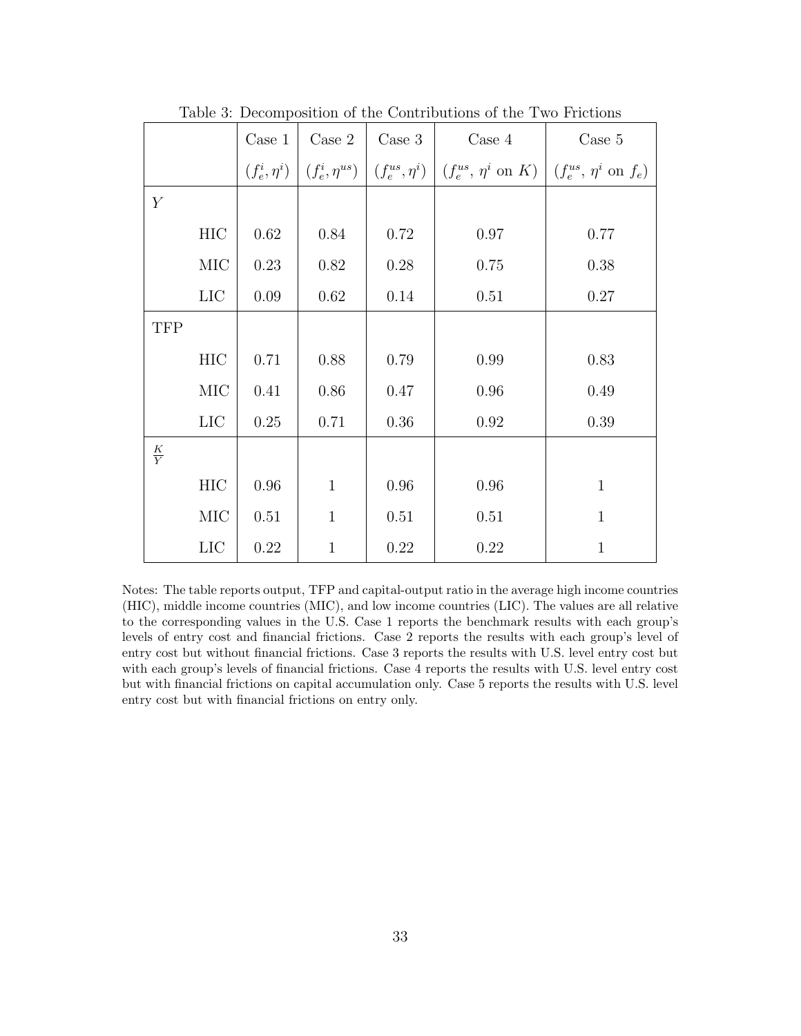Table 3: Decomposition of the Contributions of the Two Frictions

| | Case 1 | Case 2 | Case 3 | Case 4 | Case 5 |
|---|---|---|---|---|---|
| | $(f_e^i, \eta^i)$ | $(f_e^i, \eta^{us})$ | $(f_e^{us}, \eta^i)$ | $(f_e^{us}$, $\eta^i$ on $K)$ | $(f_e^{us}$, $\eta^i$ on $f_e)$ |
| $Y$ | | | | | |
| HIC | 0.62 | 0.84 | 0.72 | 0.97 | 0.77 |
| MIC | 0.23 | 0.82 | 0.28 | 0.75 | 0.38 |
| LIC | 0.09 | 0.62 | 0.14 | 0.51 | 0.27 |
| TFP | | | | | |
| HIC | 0.71 | 0.88 | 0.79 | 0.99 | 0.83 |
| MIC | 0.41 | 0.86 | 0.47 | 0.96 | 0.49 |
| LIC | 0.25 | 0.71 | 0.36 | 0.92 | 0.39 |
| $\frac{K}{Y}$ | | | | | |
| HIC | 0.96 | 1 | 0.96 | 0.96 | 1 |
| MIC | 0.51 | 1 | 0.51 | 0.51 | 1 |
| LIC | 0.22 | 1 | 0.22 | 0.22 | 1 |

Notes: The table reports output, TFP and capital-output ratio in the average high income countries (HIC), middle income countries (MIC), and low income countries (LIC). The values are all relative to the corresponding values in the U.S. Case 1 reports the benchmark results with each group's levels of entry cost and financial frictions. Case 2 reports the results with each group's level of entry cost but without financial frictions. Case 3 reports the results with U.S. level entry cost but with each group's levels of financial frictions. Case 4 reports the results with U.S. level entry cost but with financial frictions on capital accumulation only. Case 5 reports the results with U.S. level entry cost but with financial frictions on entry only.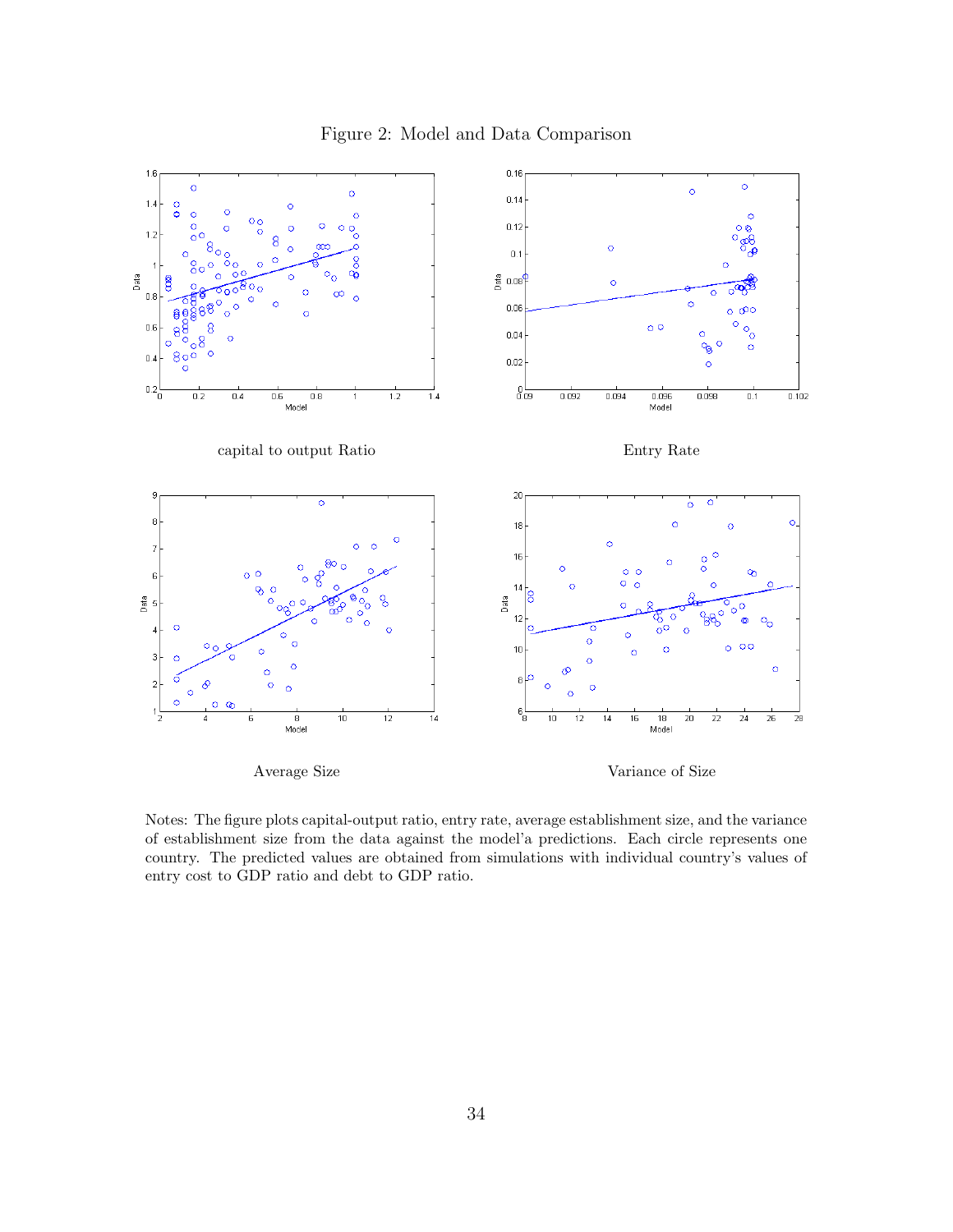Figure 2: Model and Data Comparison

capital to output Ratio

Entry Rate

Average Size

Variance of Size

Notes: The figure plots capital-output ratio, entry rate, average establishment size, and the variance of establishment size from the data against the model'a predictions. Each circle represents one country. The predicted values are obtained from simulations with individual country's values of entry cost to GDP ratio and debt to GDP ratio.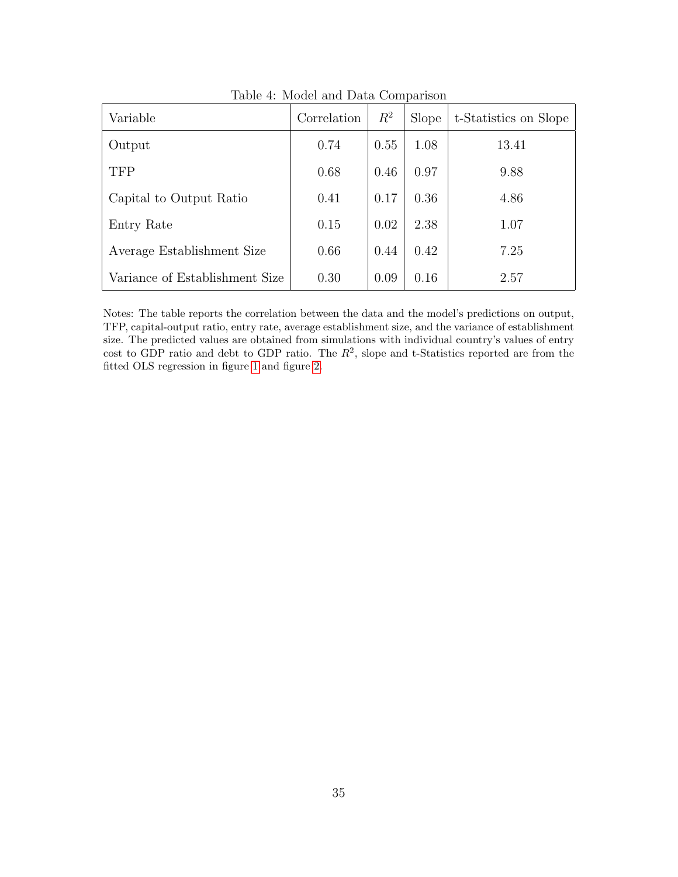Table 4: Model and Data Comparison

| Variable | Correlation | $R^2$ | Slope | t-Statistics on Slope |
|---|---|---|---|---|
| Output | 0.74 | 0.55 | 1.08 | 13.41 |
| TFP | 0.68 | 0.46 | 0.97 | 9.88 |
| Capital to Output Ratio | 0.41 | 0.17 | 0.36 | 4.86 |
| Entry Rate | 0.15 | 0.02 | 2.38 | 1.07 |
| Average Establishment Size | 0.66 | 0.44 | 0.42 | 7.25 |
| Variance of Establishment Size | 0.30 | 0.09 | 0.16 | 2.57 |

Notes: The table reports the correlation between the data and the model's predictions on output, TFP, capital-output ratio, entry rate, average establishment size, and the variance of establishment size. The predicted values are obtained from simulations with individual country's values of entry cost to GDP ratio and debt to GDP ratio. The $R^2$, slope and t-Statistics reported are from the fitted OLS regression in figure 1 and figure 2.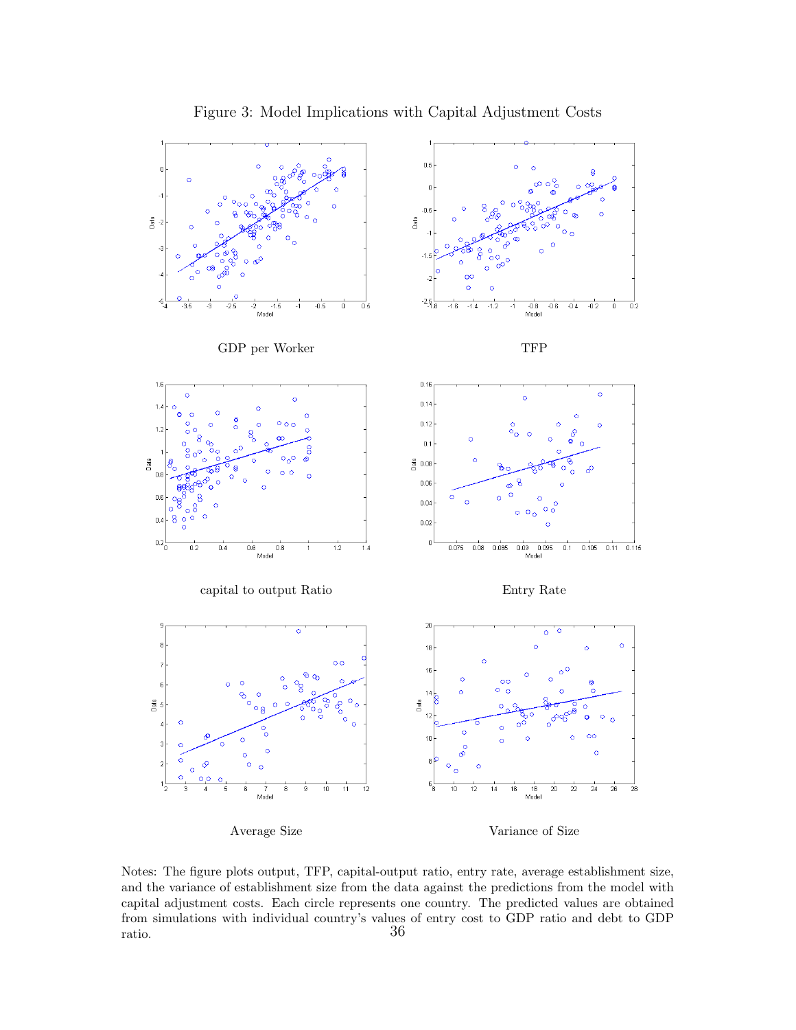Figure 3: Model Implications with Capital Adjustment Costs

GDP per Worker

TFP

capital to output Ratio

Entry Rate

Average Size

Variance of Size

Notes: The figure plots output, TFP, capital-output ratio, entry rate, average establishment size, and the variance of establishment size from the data against the predictions from the model with capital adjustment costs. Each circle represents one country. The predicted values are obtained from simulations with individual country's values of entry cost to GDP ratio and debt to GDP ratio.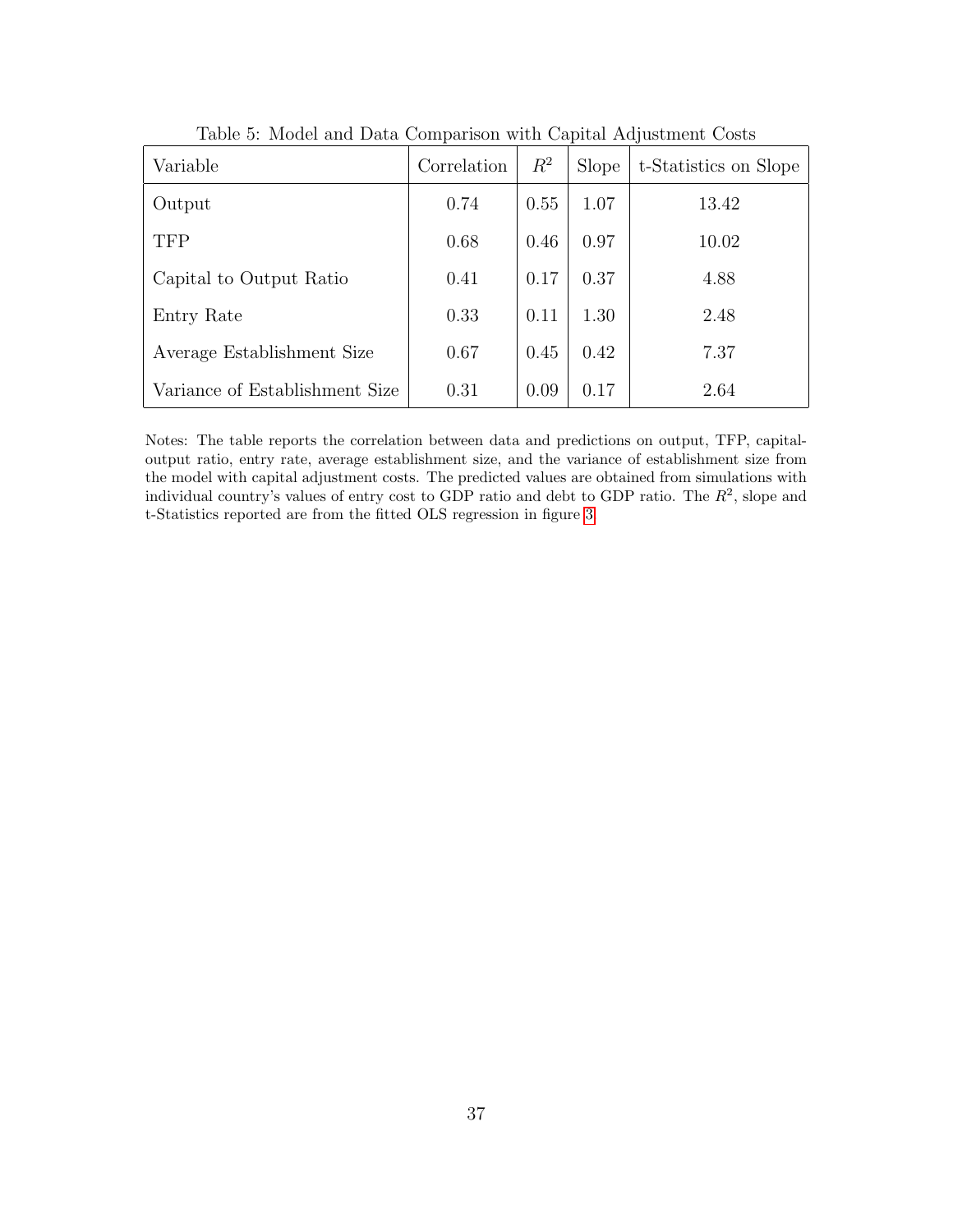Table 5: Model and Data Comparison with Capital Adjustment Costs

| Variable | Correlation | $R^2$ | Slope | t-Statistics on Slope |
| --- | --- | --- | --- | --- |
| Output | 0.74 | 0.55 | 1.07 | 13.42 |
| TFP | 0.68 | 0.46 | 0.97 | 10.02 |
| Capital to Output Ratio | 0.41 | 0.17 | 0.37 | 4.88 |
| Entry Rate | 0.33 | 0.11 | 1.30 | 2.48 |
| Average Establishment Size | 0.67 | 0.45 | 0.42 | 7.37 |
| Variance of Establishment Size | 0.31 | 0.09 | 0.17 | 2.64 |

Notes: The table reports the correlation between data and predictions on output, TFP, capital-output ratio, entry rate, average establishment size, and the variance of establishment size from the model with capital adjustment costs. The predicted values are obtained from simulations with individual country's values of entry cost to GDP ratio and debt to GDP ratio. The $R^2$, slope and t-Statistics reported are from the fitted OLS regression in figure 3.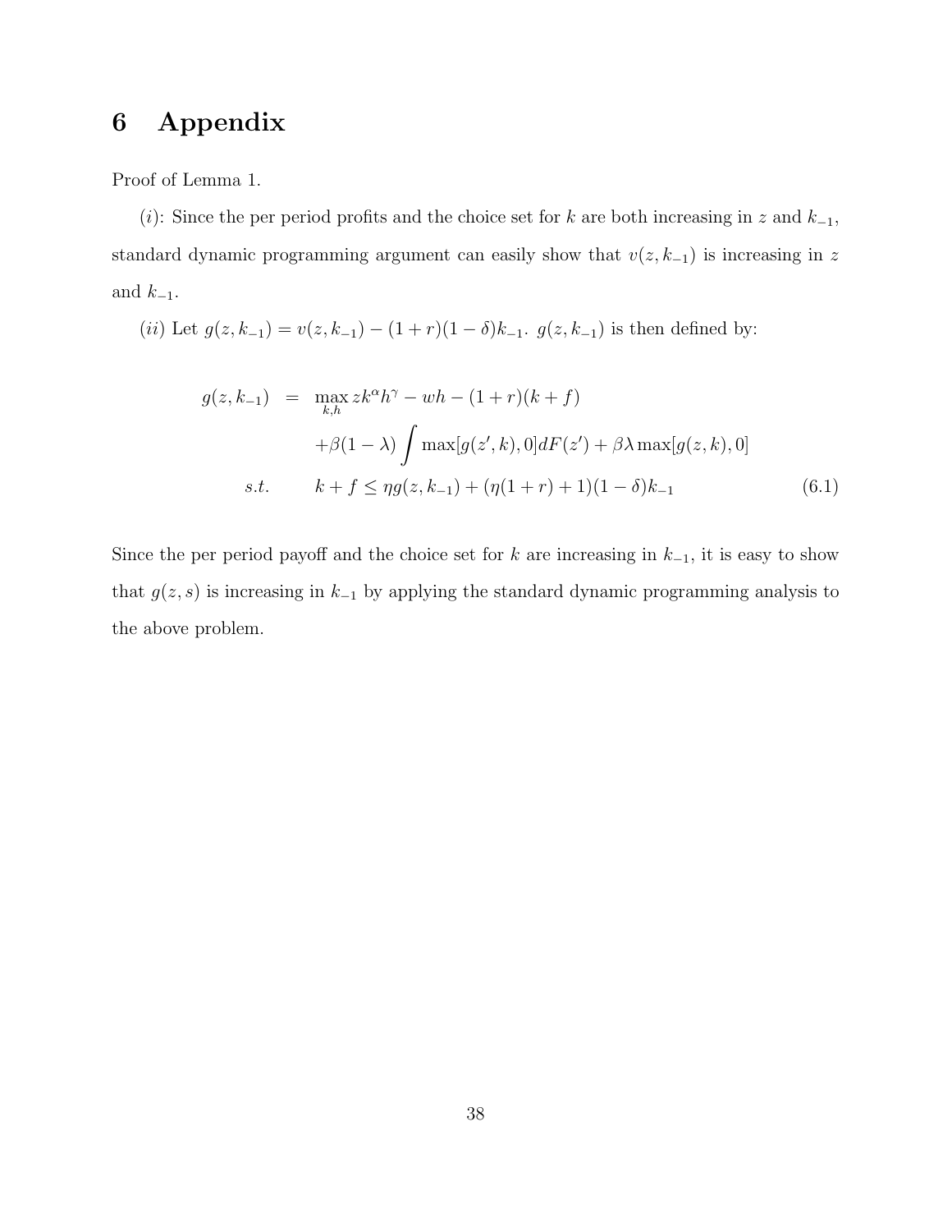# 6 Appendix

Proof of Lemma 1.

$(i)$: Since the per period profits and the choice set for $k$ are both increasing in $z$ and $k_{-1}$, standard dynamic programming argument can easily show that $v(z, k_{-1})$ is increasing in $z$ and $k_{-1}$.

$(ii)$ Let $g(z, k_{-1}) = v(z, k_{-1}) - (1+r)(1-\delta)k_{-1}$. $g(z, k_{-1})$ is then defined by:

$$
\begin{aligned}
g(z, k_{-1}) &= \max_{k,h} zk^{\alpha}h^{\gamma} - wh - (1+r)(k+f) \\
&\quad + \beta(1-\lambda)\int \max[g(z', k), 0]dF(z') + \beta\lambda \max[g(z, k), 0] \\
s.t. &\quad k + f \leq \eta g(z, k_{-1}) + (\eta(1+r)+1)(1-\delta)k_{-1}
\end{aligned}
\tag{6.1}
$$

Since the per period payoff and the choice set for $k$ are increasing in $k_{-1}$, it is easy to show that $g(z, s)$ is increasing in $k_{-1}$ by applying the standard dynamic programming analysis to the above problem.